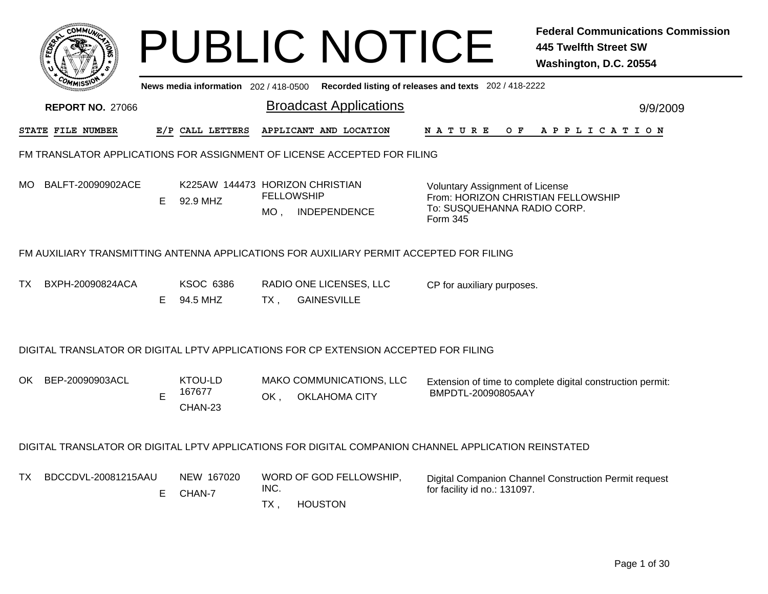# PUBLIC NOTICE

**Federal Communications Commission**
**445 Twelfth Street SW**
**Washington, D.C. 20554**

**News media information** 202 / 418-0500 **Recorded listing of releases and texts** 202 / 418-2222

**REPORT NO.** 27066

## Broadcast Applications

9/9/2009

| STATE | FILE NUMBER | E/P | CALL LETTERS | APPLICANT AND LOCATION | NATURE OF APPLICATION |
|---|---|---|---|---|---|

### FM TRANSLATOR APPLICATIONS FOR ASSIGNMENT OF LICENSE ACCEPTED FOR FILING

| STATE | FILE NUMBER | E/P | CALL LETTERS | APPLICANT AND LOCATION | NATURE OF APPLICATION |
|---|---|---|---|---|---|
| MO | BALFT-20090902ACE | E | K225AW 144473 92.9 MHZ | HORIZON CHRISTIAN FELLOWSHIP MO , INDEPENDENCE | Voluntary Assignment of License From: HORIZON CHRISTIAN FELLOWSHIP To: SUSQUEHANNA RADIO CORP. Form 345 |

### FM AUXILIARY TRANSMITTING ANTENNA APPLICATIONS FOR AUXILIARY PERMIT ACCEPTED FOR FILING

| STATE | FILE NUMBER | E/P | CALL LETTERS | APPLICANT AND LOCATION | NATURE OF APPLICATION |
|---|---|---|---|---|---|
| TX | BXPH-20090824ACA | E | KSOC 6386 94.5 MHZ | RADIO ONE LICENSES, LLC TX , GAINESVILLE | CP for auxiliary purposes. |

### DIGITAL TRANSLATOR OR DIGITAL LPTV APPLICATIONS FOR CP EXTENSION ACCEPTED FOR FILING

| STATE | FILE NUMBER | E/P | CALL LETTERS | APPLICANT AND LOCATION | NATURE OF APPLICATION |
|---|---|---|---|---|---|
| OK | BEP-20090903ACL | E | KTOU-LD 167677 CHAN-23 | MAKO COMMUNICATIONS, LLC OK , OKLAHOMA CITY | Extension of time to complete digital construction permit: BMPDTL-20090805AAY |

### DIGITAL TRANSLATOR OR DIGITAL LPTV APPLICATIONS FOR DIGITAL COMPANION CHANNEL APPLICATION REINSTATED

| STATE | FILE NUMBER | E/P | CALL LETTERS | APPLICANT AND LOCATION | NATURE OF APPLICATION |
|---|---|---|---|---|---|
| TX | BDCCDVL-20081215AAU | E | NEW 167020 CHAN-7 | WORD OF GOD FELLOWSHIP, INC. TX , HOUSTON | Digital Companion Channel Construction Permit request for facility id no.: 131097. |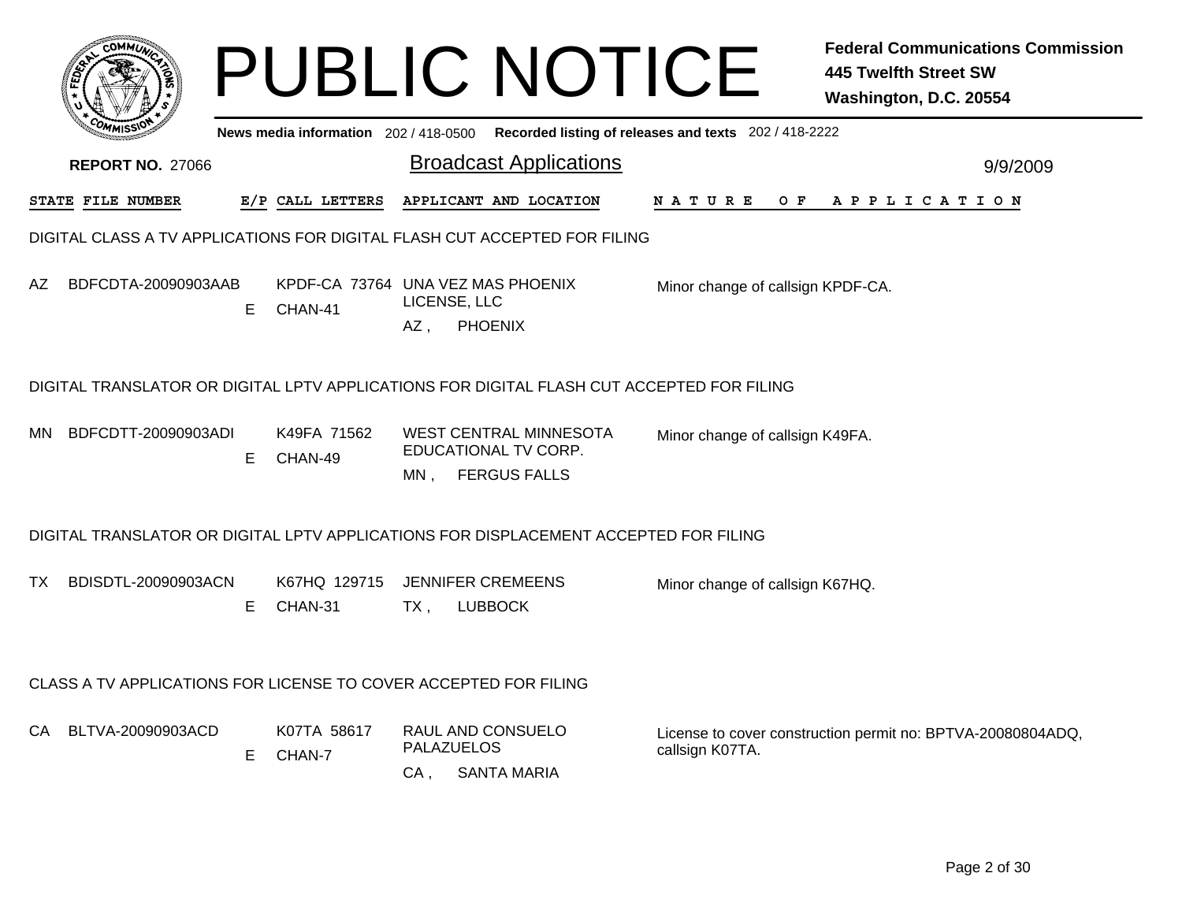# PUBLIC NOTICE

**Federal Communications Commission**
**445 Twelfth Street SW**
**Washington, D.C. 20554**

**News media information** 202 / 418-0500 **Recorded listing of releases and texts** 202 / 418-2222

**REPORT NO. 27066**

## Broadcast Applications

9/9/2009

| STATE | FILE NUMBER | E/P | CALL LETTERS | APPLICANT AND LOCATION | NATURE OF APPLICATION |
|---|---|---|---|---|---|

### DIGITAL CLASS A TV APPLICATIONS FOR DIGITAL FLASH CUT ACCEPTED FOR FILING

| STATE | FILE NUMBER | E/P | CALL LETTERS | APPLICANT AND LOCATION | NATURE OF APPLICATION |
|---|---|---|---|---|---|
| AZ | BDFCDTA-20090903AAB | E | KPDF-CA 73764 CHAN-41 | UNA VEZ MAS PHOENIX LICENSE, LLC AZ , PHOENIX | Minor change of callsign KPDF-CA. |

### DIGITAL TRANSLATOR OR DIGITAL LPTV APPLICATIONS FOR DIGITAL FLASH CUT ACCEPTED FOR FILING

| STATE | FILE NUMBER | E/P | CALL LETTERS | APPLICANT AND LOCATION | NATURE OF APPLICATION |
|---|---|---|---|---|---|
| MN | BDFCDTT-20090903ADI | E | K49FA 71562 CHAN-49 | WEST CENTRAL MINNESOTA EDUCATIONAL TV CORP. MN , FERGUS FALLS | Minor change of callsign K49FA. |

### DIGITAL TRANSLATOR OR DIGITAL LPTV APPLICATIONS FOR DISPLACEMENT ACCEPTED FOR FILING

| STATE | FILE NUMBER | E/P | CALL LETTERS | APPLICANT AND LOCATION | NATURE OF APPLICATION |
|---|---|---|---|---|---|
| TX | BDISDTL-20090903ACN | E | K67HQ 129715 CHAN-31 | JENNIFER CREMEENS TX , LUBBOCK | Minor change of callsign K67HQ. |

### CLASS A TV APPLICATIONS FOR LICENSE TO COVER ACCEPTED FOR FILING

| STATE | FILE NUMBER | E/P | CALL LETTERS | APPLICANT AND LOCATION | NATURE OF APPLICATION |
|---|---|---|---|---|---|
| CA | BLTVA-20090903ACD | E | K07TA 58617 CHAN-7 | RAUL AND CONSUELO PALAZUELOS CA , SANTA MARIA | License to cover construction permit no: BPTVA-20080804ADQ, callsign K07TA. |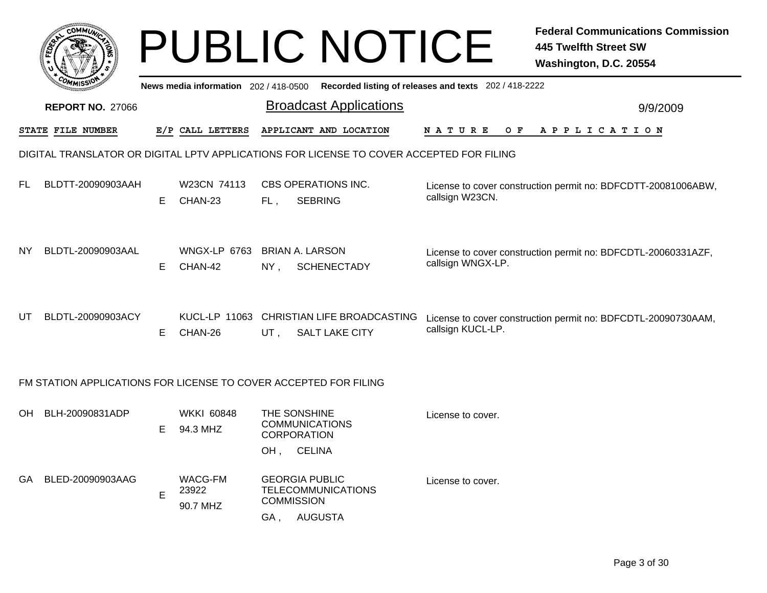# PUBLIC NOTICE

**Federal Communications Commission**
**445 Twelfth Street SW**
**Washington, D.C. 20554**

News media information 202 / 418-0500 Recorded listing of releases and texts 202 / 418-2222

**REPORT NO.** 27066

## Broadcast Applications

9/9/2009

### DIGITAL TRANSLATOR OR DIGITAL LPTV APPLICATIONS FOR LICENSE TO COVER ACCEPTED FOR FILING

| STATE | FILE NUMBER | E/P | CALL LETTERS | APPLICANT AND LOCATION | NATURE OF APPLICATION |
|---|---|---|---|---|---|
| FL | BLDTT-20090903AAH | E | W23CN 74113 CHAN-23 | CBS OPERATIONS INC. FL , SEBRING | License to cover construction permit no: BDFCDTT-20081006ABW, callsign W23CN. |
| NY | BLDTL-20090903AAL | E | WNGX-LP 6763 CHAN-42 | BRIAN A. LARSON NY , SCHENECTADY | License to cover construction permit no: BDFCDTL-20060331AZF, callsign WNGX-LP. |
| UT | BLDTL-20090903ACY | E | KUCL-LP 11063 CHAN-26 | CHRISTIAN LIFE BROADCASTING UT , SALT LAKE CITY | License to cover construction permit no: BDFCDTL-20090730AAM, callsign KUCL-LP. |

### FM STATION APPLICATIONS FOR LICENSE TO COVER ACCEPTED FOR FILING

| STATE | FILE NUMBER | E/P | CALL LETTERS | APPLICANT AND LOCATION | NATURE OF APPLICATION |
|---|---|---|---|---|---|
| OH | BLH-20090831ADP | E | WKKI 60848 94.3 MHZ | THE SONSHINE COMMUNICATIONS CORPORATION OH , CELINA | License to cover. |
| GA | BLED-20090903AAG | E | WACG-FM 23922 90.7 MHZ | GEORGIA PUBLIC TELECOMMUNICATIONS COMMISSION GA , AUGUSTA | License to cover. |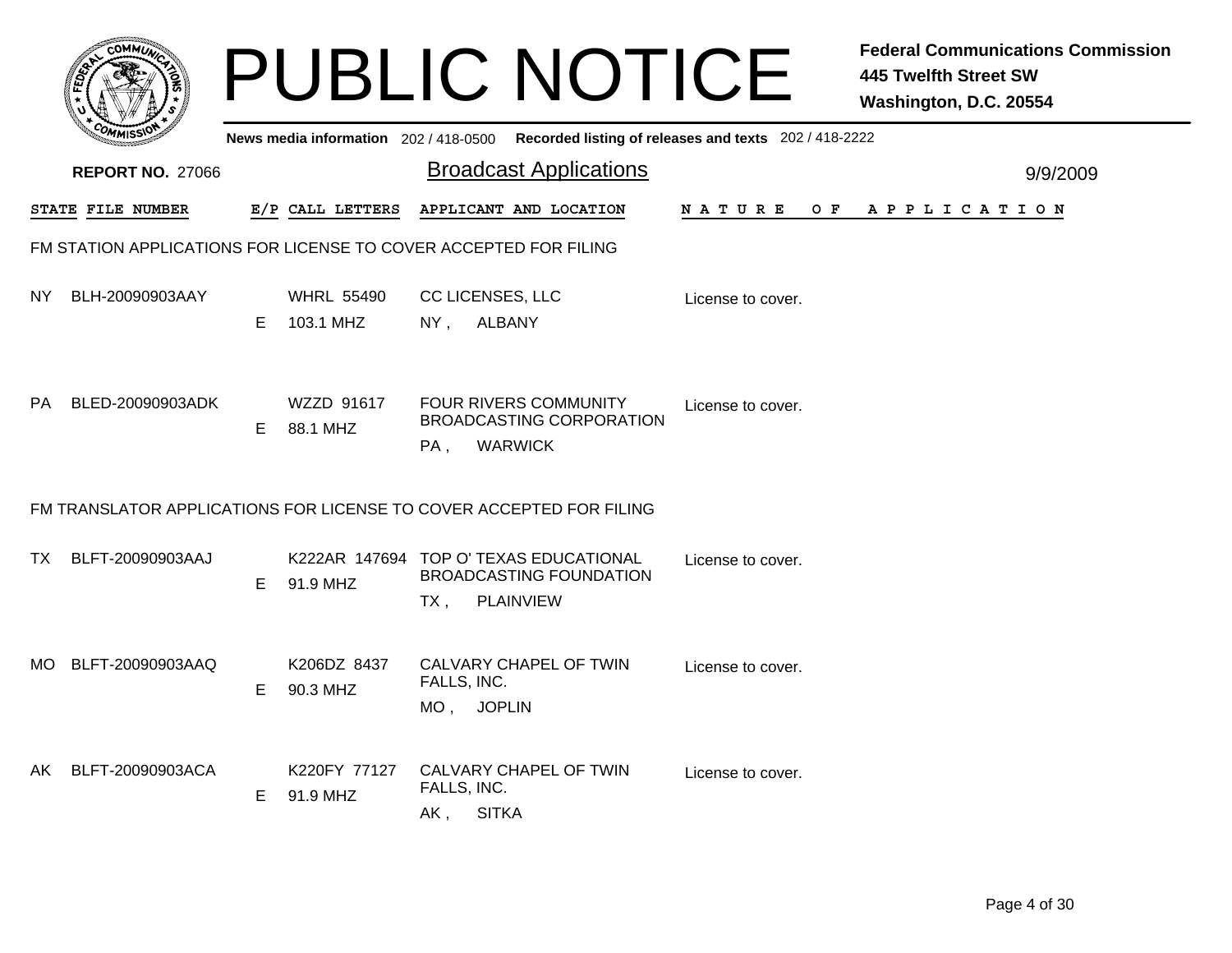# PUBLIC NOTICE

**Federal Communications Commission**
**445 Twelfth Street SW**
**Washington, D.C. 20554**

News media information 202 / 418-0500 Recorded listing of releases and texts 202 / 418-2222

**REPORT NO.** 27066

## Broadcast Applications

9/9/2009

### FM STATION APPLICATIONS FOR LICENSE TO COVER ACCEPTED FOR FILING

| STATE | FILE NUMBER | E/P | CALL LETTERS | APPLICANT AND LOCATION | NATURE OF APPLICATION |
|---|---|---|---|---|---|
| NY | BLH-20090903AAY | E | WHRL 55490<br>103.1 MHZ | CC LICENSES, LLC<br>NY , ALBANY | License to cover. |
| PA | BLED-20090903ADK | E | WZZD 91617<br>88.1 MHZ | FOUR RIVERS COMMUNITY BROADCASTING CORPORATION<br>PA , WARWICK | License to cover. |

### FM TRANSLATOR APPLICATIONS FOR LICENSE TO COVER ACCEPTED FOR FILING

| STATE | FILE NUMBER | E/P | CALL LETTERS | APPLICANT AND LOCATION | NATURE OF APPLICATION |
|---|---|---|---|---|---|
| TX | BLFT-20090903AAJ | E | K222AR 147694<br>91.9 MHZ | TOP O' TEXAS EDUCATIONAL BROADCASTING FOUNDATION<br>TX , PLAINVIEW | License to cover. |
| MO | BLFT-20090903AAQ | E | K206DZ 8437<br>90.3 MHZ | CALVARY CHAPEL OF TWIN FALLS, INC.<br>MO , JOPLIN | License to cover. |
| AK | BLFT-20090903ACA | E | K220FY 77127<br>91.9 MHZ | CALVARY CHAPEL OF TWIN FALLS, INC.<br>AK , SITKA | License to cover. |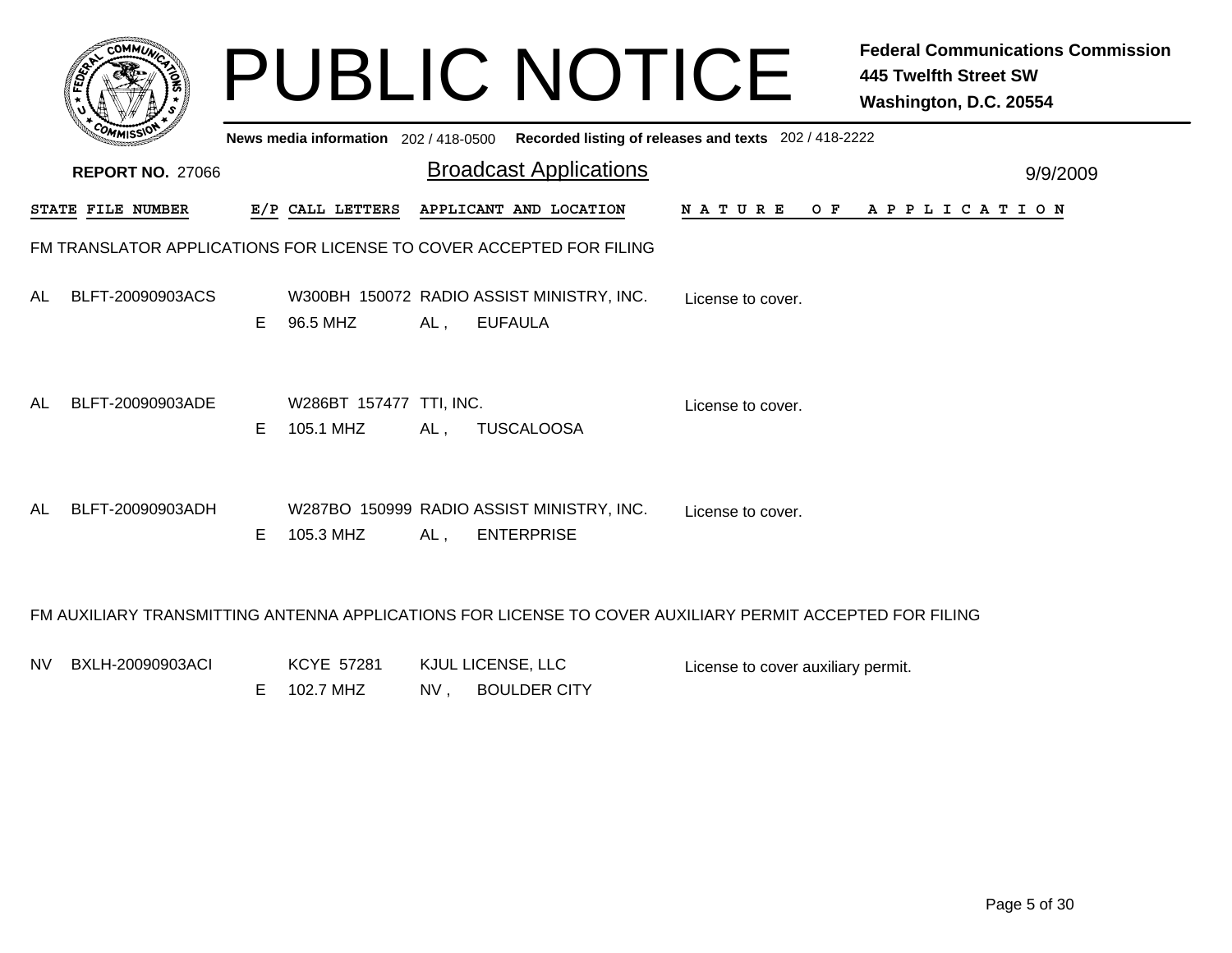# PUBLIC NOTICE

**Federal Communications Commission**
**445 Twelfth Street SW**
**Washington, D.C. 20554**

News media information 202 / 418-0500 Recorded listing of releases and texts 202 / 418-2222

**REPORT NO.** 27066

## Broadcast Applications

9/9/2009

| STATE | FILE NUMBER | E/P | CALL LETTERS | APPLICANT AND LOCATION | NATURE OF APPLICATION |
|---|---|---|---|---|---|

### FM TRANSLATOR APPLICATIONS FOR LICENSE TO COVER ACCEPTED FOR FILING

| STATE | FILE NUMBER | E/P | CALL LETTERS | APPLICANT AND LOCATION | NATURE OF APPLICATION |
|---|---|---|---|---|---|
| AL | BLFT-20090903ACS | E | W300BH 150072<br>96.5 MHZ | RADIO ASSIST MINISTRY, INC.<br>AL , EUFAULA | License to cover. |
| AL | BLFT-20090903ADE | E | W286BT 157477<br>105.1 MHZ | TTI, INC.<br>AL , TUSCALOOSA | License to cover. |
| AL | BLFT-20090903ADH | E | W287BO 150999<br>105.3 MHZ | RADIO ASSIST MINISTRY, INC.<br>AL , ENTERPRISE | License to cover. |

### FM AUXILIARY TRANSMITTING ANTENNA APPLICATIONS FOR LICENSE TO COVER AUXILIARY PERMIT ACCEPTED FOR FILING

| STATE | FILE NUMBER | E/P | CALL LETTERS | APPLICANT AND LOCATION | NATURE OF APPLICATION |
|---|---|---|---|---|---|
| NV | BXLH-20090903ACI | E | KCYE 57281<br>102.7 MHZ | KJUL LICENSE, LLC<br>NV , BOULDER CITY | License to cover auxiliary permit. |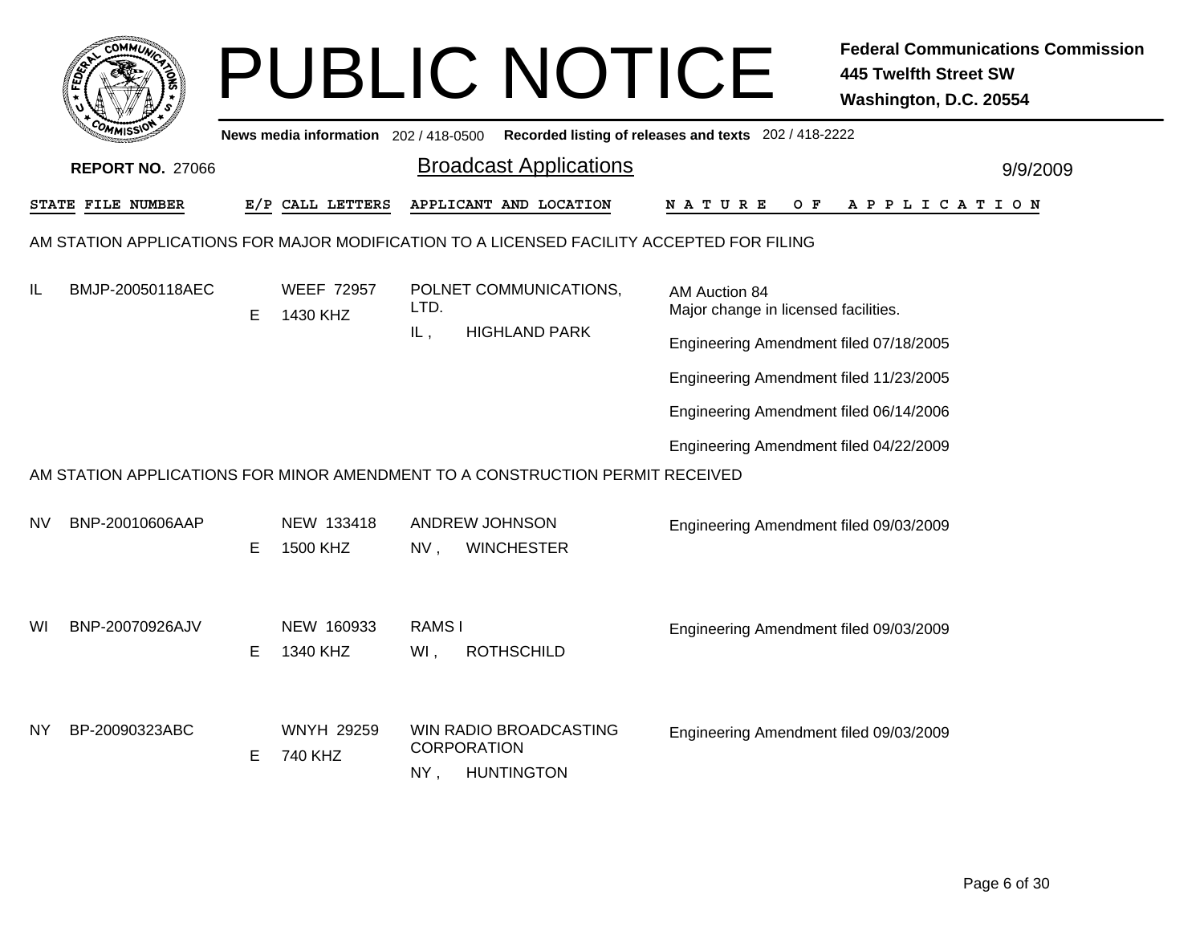# PUBLIC NOTICE

**Federal Communications Commission**
**445 Twelfth Street SW**
**Washington, D.C. 20554**

**News media information** 202 / 418-0500 **Recorded listing of releases and texts** 202 / 418-2222

**REPORT NO.** 27066

## Broadcast Applications

9/9/2009

| STATE | FILE NUMBER | E/P | CALL LETTERS | APPLICANT AND LOCATION | NATURE OF APPLICATION |
|---|---|---|---|---|---|

### AM STATION APPLICATIONS FOR MAJOR MODIFICATION TO A LICENSED FACILITY ACCEPTED FOR FILING

| STATE | FILE NUMBER | E/P | CALL LETTERS | APPLICANT AND LOCATION | NATURE OF APPLICATION |
|---|---|---|---|---|---|
| IL | BMJP-20050118AEC | E | WEEF 72957<br>1430 KHZ | POLNET COMMUNICATIONS, LTD.<br>IL , HIGHLAND PARK | AM Auction 84<br>Major change in licensed facilities.<br>Engineering Amendment filed 07/18/2005<br>Engineering Amendment filed 11/23/2005<br>Engineering Amendment filed 06/14/2006<br>Engineering Amendment filed 04/22/2009 |

### AM STATION APPLICATIONS FOR MINOR AMENDMENT TO A CONSTRUCTION PERMIT RECEIVED

| STATE | FILE NUMBER | E/P | CALL LETTERS | APPLICANT AND LOCATION | NATURE OF APPLICATION |
|---|---|---|---|---|---|
| NV | BNP-20010606AAP | E | NEW 133418<br>1500 KHZ | ANDREW JOHNSON<br>NV , WINCHESTER | Engineering Amendment filed 09/03/2009 |
| WI | BNP-20070926AJV | E | NEW 160933<br>1340 KHZ | RAMS I<br>WI , ROTHSCHILD | Engineering Amendment filed 09/03/2009 |
| NY | BP-20090323ABC | E | WNYH 29259<br>740 KHZ | WIN RADIO BROADCASTING CORPORATION<br>NY , HUNTINGTON | Engineering Amendment filed 09/03/2009 |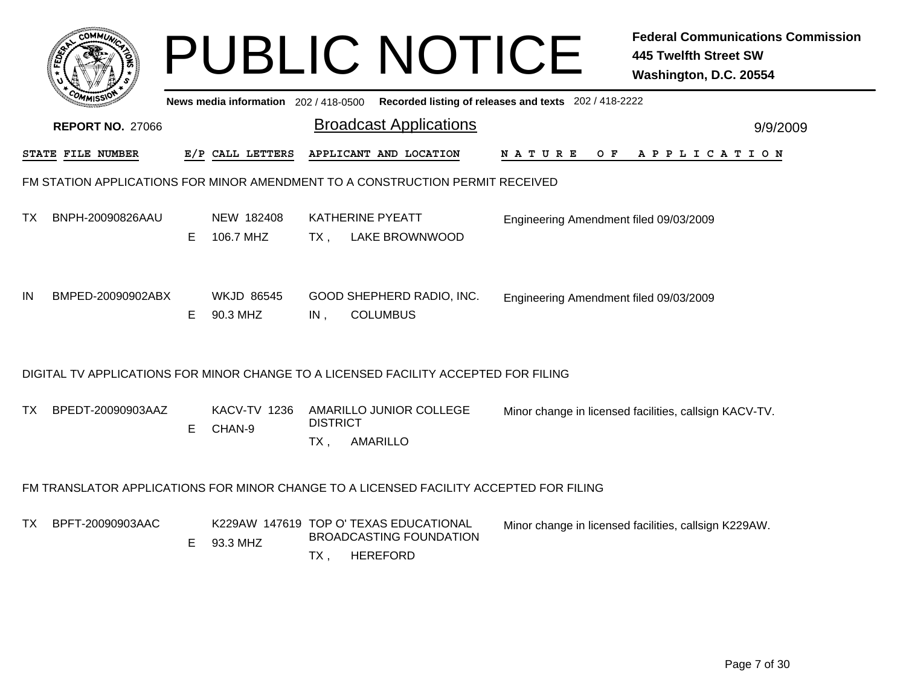# PUBLIC NOTICE

**Federal Communications Commission**
**445 Twelfth Street SW**
**Washington, D.C. 20554**

News media information 202 / 418-0500 Recorded listing of releases and texts 202 / 418-2222

**REPORT NO.** 27066

## Broadcast Applications

9/9/2009

| STATE | FILE NUMBER | E/P | CALL LETTERS | APPLICANT AND LOCATION | NATURE OF APPLICATION |
|---|---|---|---|---|---|

### FM STATION APPLICATIONS FOR MINOR AMENDMENT TO A CONSTRUCTION PERMIT RECEIVED

| STATE | FILE NUMBER | E/P | CALL LETTERS | APPLICANT AND LOCATION | NATURE OF APPLICATION |
|---|---|---|---|---|---|
| TX | BNPH-20090826AAU | E | NEW 182408<br>106.7 MHZ | KATHERINE PYEATT<br>TX , LAKE BROWNWOOD | Engineering Amendment filed 09/03/2009 |
| IN | BMPED-20090902ABX | E | WKJD 86545<br>90.3 MHZ | GOOD SHEPHERD RADIO, INC.<br>IN , COLUMBUS | Engineering Amendment filed 09/03/2009 |

### DIGITAL TV APPLICATIONS FOR MINOR CHANGE TO A LICENSED FACILITY ACCEPTED FOR FILING

| STATE | FILE NUMBER | E/P | CALL LETTERS | APPLICANT AND LOCATION | NATURE OF APPLICATION |
|---|---|---|---|---|---|
| TX | BPEDT-20090903AAZ | E | KACV-TV 1236<br>CHAN-9 | AMARILLO JUNIOR COLLEGE DISTRICT<br>TX , AMARILLO | Minor change in licensed facilities, callsign KACV-TV. |

### FM TRANSLATOR APPLICATIONS FOR MINOR CHANGE TO A LICENSED FACILITY ACCEPTED FOR FILING

| STATE | FILE NUMBER | E/P | CALL LETTERS | APPLICANT AND LOCATION | NATURE OF APPLICATION |
|---|---|---|---|---|---|
| TX | BPFT-20090903AAC | E | K229AW 147619<br>93.3 MHZ | TOP O' TEXAS EDUCATIONAL BROADCASTING FOUNDATION<br>TX , HEREFORD | Minor change in licensed facilities, callsign K229AW. |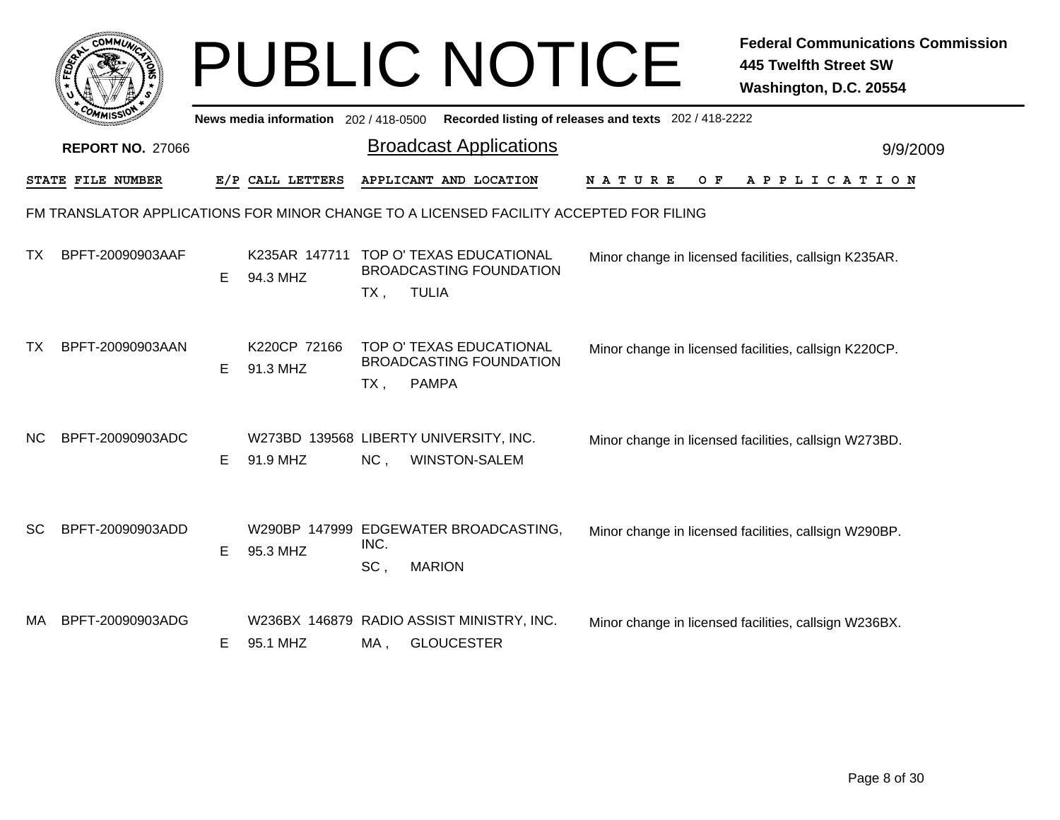# PUBLIC NOTICE

**Federal Communications Commission**
**445 Twelfth Street SW**
**Washington, D.C. 20554**

News media information 202 / 418-0500 Recorded listing of releases and texts 202 / 418-2222

**REPORT NO.** 27066

## Broadcast Applications

9/9/2009

FM TRANSLATOR APPLICATIONS FOR MINOR CHANGE TO A LICENSED FACILITY ACCEPTED FOR FILING

| STATE | FILE NUMBER | E/P | CALL LETTERS | APPLICANT AND LOCATION | NATURE OF APPLICATION |
|---|---|---|---|---|---|
| TX | BPFT-20090903AAF | E | K235AR 147711 94.3 MHZ | TOP O' TEXAS EDUCATIONAL BROADCASTING FOUNDATION TX , TULIA | Minor change in licensed facilities, callsign K235AR. |
| TX | BPFT-20090903AAN | E | K220CP 72166 91.3 MHZ | TOP O' TEXAS EDUCATIONAL BROADCASTING FOUNDATION TX , PAMPA | Minor change in licensed facilities, callsign K220CP. |
| NC | BPFT-20090903ADC | E | W273BD 139568 91.9 MHZ | LIBERTY UNIVERSITY, INC. NC , WINSTON-SALEM | Minor change in licensed facilities, callsign W273BD. |
| SC | BPFT-20090903ADD | E | W290BP 147999 95.3 MHZ | EDGEWATER BROADCASTING, INC. SC , MARION | Minor change in licensed facilities, callsign W290BP. |
| MA | BPFT-20090903ADG | E | W236BX 146879 95.1 MHZ | RADIO ASSIST MINISTRY, INC. MA , GLOUCESTER | Minor change in licensed facilities, callsign W236BX. |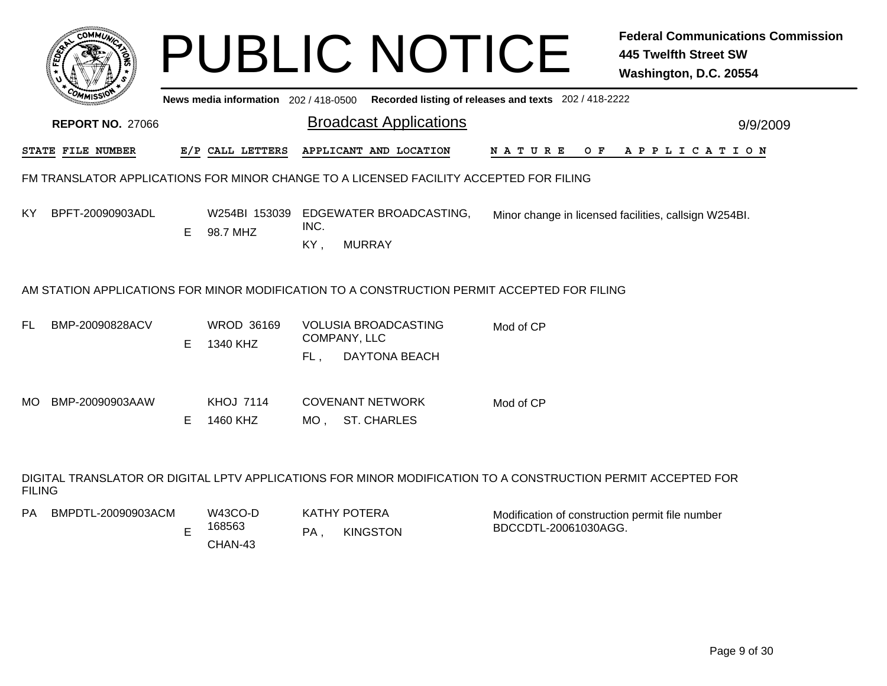# PUBLIC NOTICE

**Federal Communications Commission**
**445 Twelfth Street SW**
**Washington, D.C. 20554**

News media information 202 / 418-0500 Recorded listing of releases and texts 202 / 418-2222

**REPORT NO.** 27066

## Broadcast Applications

9/9/2009

| STATE | FILE NUMBER | E/P | CALL LETTERS | APPLICANT AND LOCATION | NATURE OF APPLICATION |
|---|---|---|---|---|---|

### FM TRANSLATOR APPLICATIONS FOR MINOR CHANGE TO A LICENSED FACILITY ACCEPTED FOR FILING

| STATE | FILE NUMBER | E/P | CALL LETTERS | APPLICANT AND LOCATION | NATURE OF APPLICATION |
|---|---|---|---|---|---|
| KY | BPFT-20090903ADL | E | W254BI 153039<br>98.7 MHZ | EDGEWATER BROADCASTING, INC.<br>KY , MURRAY | Minor change in licensed facilities, callsign W254BI. |

### AM STATION APPLICATIONS FOR MINOR MODIFICATION TO A CONSTRUCTION PERMIT ACCEPTED FOR FILING

| STATE | FILE NUMBER | E/P | CALL LETTERS | APPLICANT AND LOCATION | NATURE OF APPLICATION |
|---|---|---|---|---|---|
| FL | BMP-20090828ACV | E | WROD 36169<br>1340 KHZ | VOLUSIA BROADCASTING COMPANY, LLC<br>FL , DAYTONA BEACH | Mod of CP |
| MO | BMP-20090903AAW | E | KHOJ 7114<br>1460 KHZ | COVENANT NETWORK<br>MO , ST. CHARLES | Mod of CP |

### DIGITAL TRANSLATOR OR DIGITAL LPTV APPLICATIONS FOR MINOR MODIFICATION TO A CONSTRUCTION PERMIT ACCEPTED FOR FILING

| STATE | FILE NUMBER | E/P | CALL LETTERS | APPLICANT AND LOCATION | NATURE OF APPLICATION |
|---|---|---|---|---|---|
| PA | BMPDTL-20090903ACM | E | W43CO-D 168563<br>CHAN-43 | KATHY POTERA<br>PA , KINGSTON | Modification of construction permit file number BDCCDTL-20061030AGG. |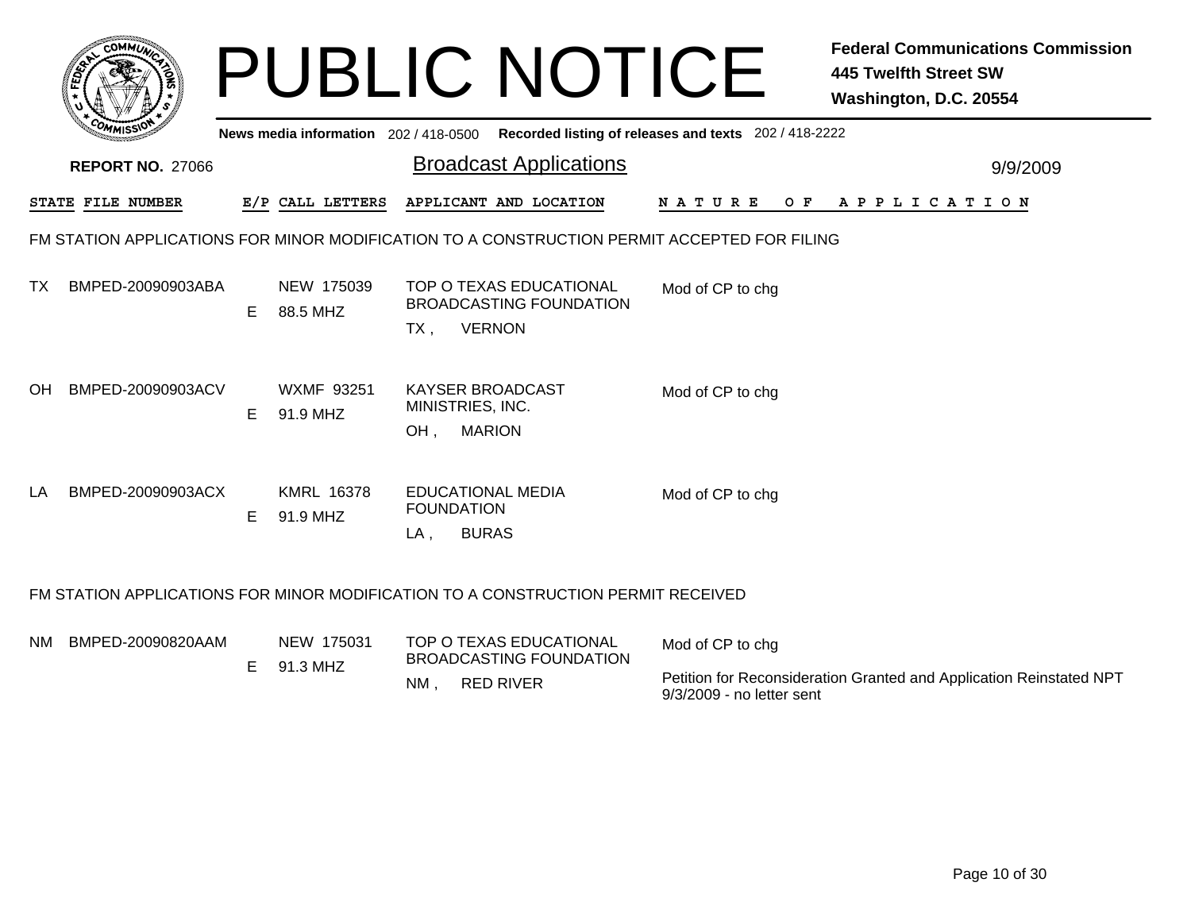# PUBLIC NOTICE

**Federal Communications Commission**
**445 Twelfth Street SW**
**Washington, D.C. 20554**

News media information 202 / 418-0500 Recorded listing of releases and texts 202 / 418-2222

**REPORT NO.** 27066

## Broadcast Applications

9/9/2009

| STATE | FILE NUMBER | E/P | CALL LETTERS | APPLICANT AND LOCATION | NATURE OF APPLICATION |
|---|---|---|---|---|---|

### FM STATION APPLICATIONS FOR MINOR MODIFICATION TO A CONSTRUCTION PERMIT ACCEPTED FOR FILING

| STATE | FILE NUMBER | E/P | CALL LETTERS | APPLICANT AND LOCATION | NATURE OF APPLICATION |
|---|---|---|---|---|---|
| TX | BMPED-20090903ABA | E | NEW 175039 88.5 MHZ | TOP O TEXAS EDUCATIONAL BROADCASTING FOUNDATION TX , VERNON | Mod of CP to chg |
| OH | BMPED-20090903ACV | E | WXMF 93251 91.9 MHZ | KAYSER BROADCAST MINISTRIES, INC. OH , MARION | Mod of CP to chg |
| LA | BMPED-20090903ACX | E | KMRL 16378 91.9 MHZ | EDUCATIONAL MEDIA FOUNDATION LA , BURAS | Mod of CP to chg |

### FM STATION APPLICATIONS FOR MINOR MODIFICATION TO A CONSTRUCTION PERMIT RECEIVED

| STATE | FILE NUMBER | E/P | CALL LETTERS | APPLICANT AND LOCATION | NATURE OF APPLICATION |
|---|---|---|---|---|---|
| NM | BMPED-20090820AAM | E | NEW 175031 91.3 MHZ | TOP O TEXAS EDUCATIONAL BROADCASTING FOUNDATION NM , RED RIVER | Mod of CP to chg<br>Petition for Reconsideration Granted and Application Reinstated NPT 9/3/2009 - no letter sent |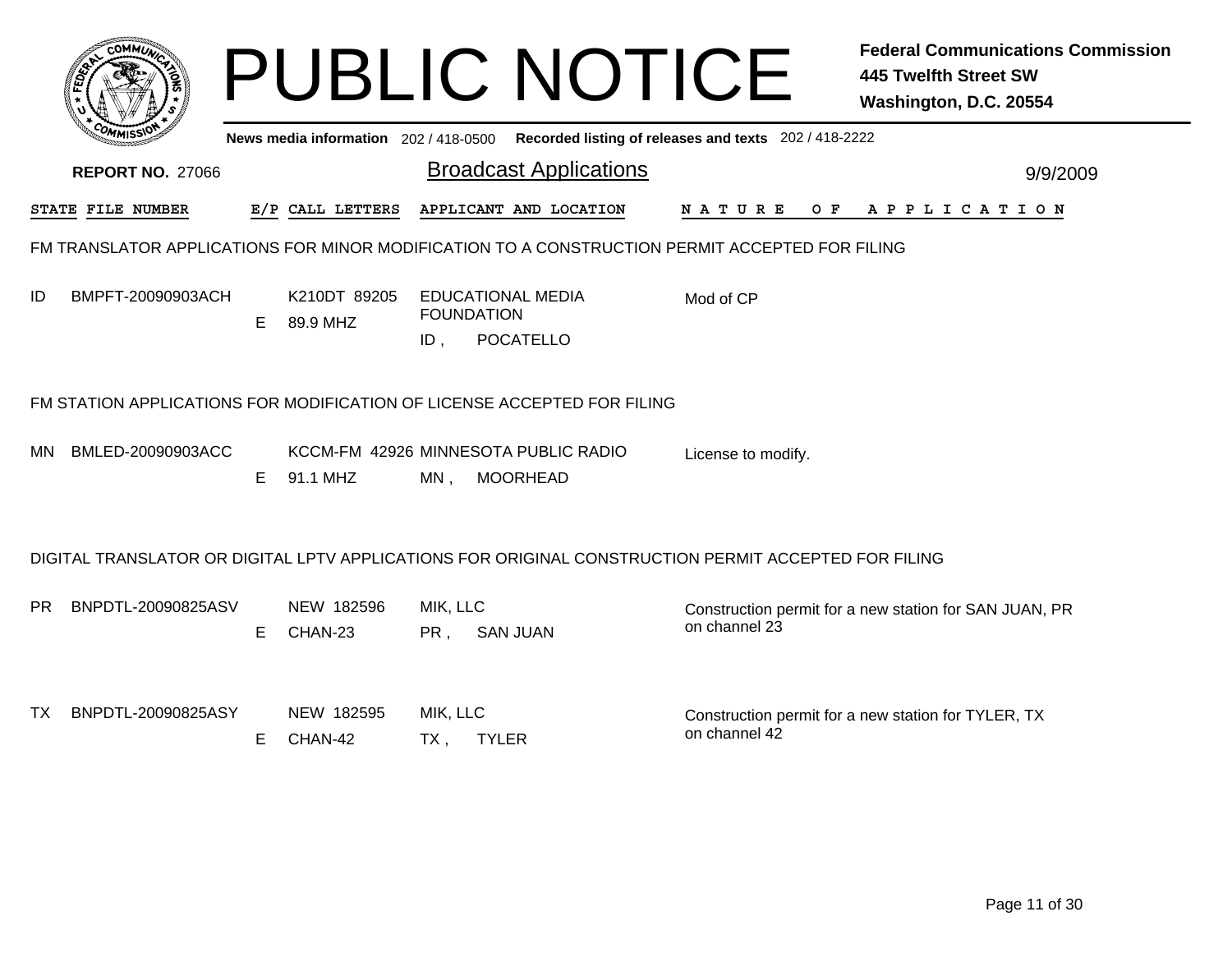# PUBLIC NOTICE

**Federal Communications Commission**
**445 Twelfth Street SW**
**Washington, D.C. 20554**

News media information 202 / 418-0500 Recorded listing of releases and texts 202 / 418-2222

**REPORT NO.** 27066

## Broadcast Applications

9/9/2009

| STATE | FILE NUMBER | E/P | CALL LETTERS | APPLICANT AND LOCATION | NATURE OF APPLICATION |
|---|---|---|---|---|---|

### FM TRANSLATOR APPLICATIONS FOR MINOR MODIFICATION TO A CONSTRUCTION PERMIT ACCEPTED FOR FILING

| STATE | FILE NUMBER | E/P | CALL LETTERS | APPLICANT AND LOCATION | NATURE OF APPLICATION |
|---|---|---|---|---|---|
| ID | BMPFT-20090903ACH | E | K210DT 89205 89.9 MHZ | EDUCATIONAL MEDIA FOUNDATION ID , POCATELLO | Mod of CP |

### FM STATION APPLICATIONS FOR MODIFICATION OF LICENSE ACCEPTED FOR FILING

| STATE | FILE NUMBER | E/P | CALL LETTERS | APPLICANT AND LOCATION | NATURE OF APPLICATION |
|---|---|---|---|---|---|
| MN | BMLED-20090903ACC | E | KCCM-FM 42926 91.1 MHZ | MINNESOTA PUBLIC RADIO MN , MOORHEAD | License to modify. |

### DIGITAL TRANSLATOR OR DIGITAL LPTV APPLICATIONS FOR ORIGINAL CONSTRUCTION PERMIT ACCEPTED FOR FILING

| STATE | FILE NUMBER | E/P | CALL LETTERS | APPLICANT AND LOCATION | NATURE OF APPLICATION |
|---|---|---|---|---|---|
| PR | BNPDTL-20090825ASV | E | NEW 182596 CHAN-23 | MIK, LLC PR , SAN JUAN | Construction permit for a new station for SAN JUAN, PR on channel 23 |
| TX | BNPDTL-20090825ASY | E | NEW 182595 CHAN-42 | MIK, LLC TX , TYLER | Construction permit for a new station for TYLER, TX on channel 42 |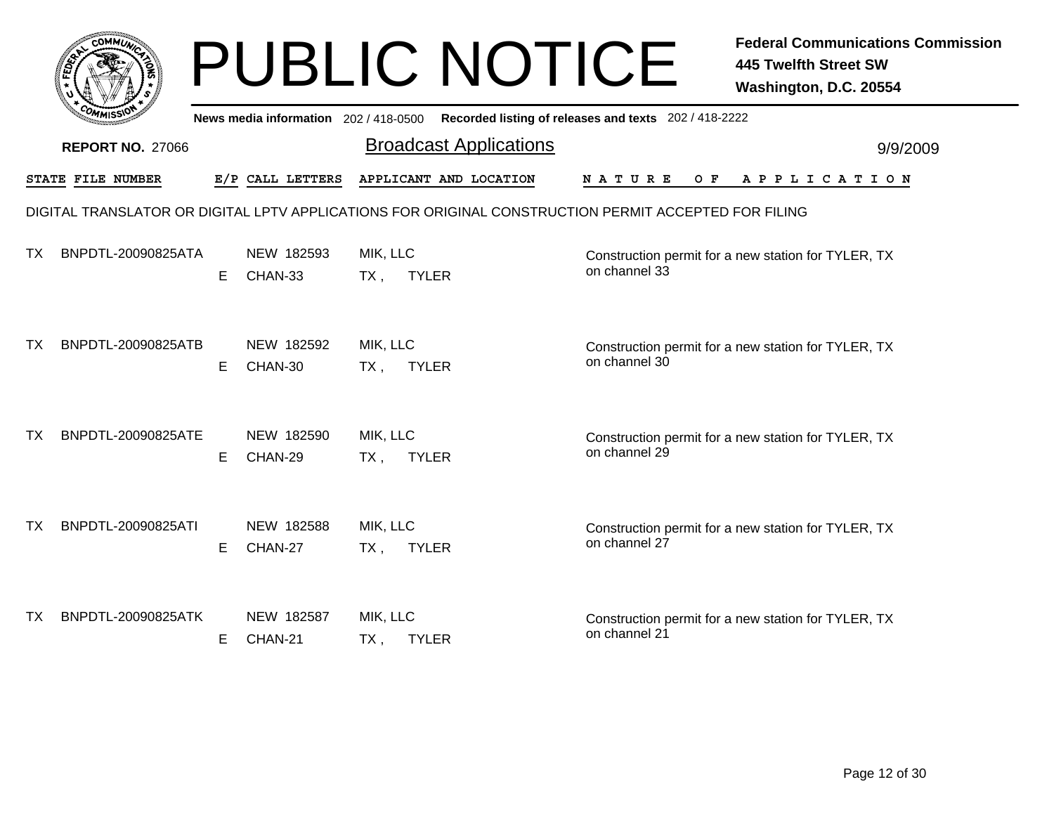# PUBLIC NOTICE

**Federal Communications Commission**
**445 Twelfth Street SW**
**Washington, D.C. 20554**

**News media information** 202 / 418-0500 **Recorded listing of releases and texts** 202 / 418-2222

**REPORT NO.** 27066

## Broadcast Applications

9/9/2009

DIGITAL TRANSLATOR OR DIGITAL LPTV APPLICATIONS FOR ORIGINAL CONSTRUCTION PERMIT ACCEPTED FOR FILING

| STATE | FILE NUMBER | E/P | CALL LETTERS | APPLICANT AND LOCATION | NATURE OF APPLICATION |
|---|---|---|---|---|---|
| TX | BNPDTL-20090825ATA | E | NEW 182593<br>CHAN-33 | MIK, LLC<br>TX , TYLER | Construction permit for a new station for TYLER, TX on channel 33 |
| TX | BNPDTL-20090825ATB | E | NEW 182592<br>CHAN-30 | MIK, LLC<br>TX , TYLER | Construction permit for a new station for TYLER, TX on channel 30 |
| TX | BNPDTL-20090825ATE | E | NEW 182590<br>CHAN-29 | MIK, LLC<br>TX , TYLER | Construction permit for a new station for TYLER, TX on channel 29 |
| TX | BNPDTL-20090825ATI | E | NEW 182588<br>CHAN-27 | MIK, LLC<br>TX , TYLER | Construction permit for a new station for TYLER, TX on channel 27 |
| TX | BNPDTL-20090825ATK | E | NEW 182587<br>CHAN-21 | MIK, LLC<br>TX , TYLER | Construction permit for a new station for TYLER, TX on channel 21 |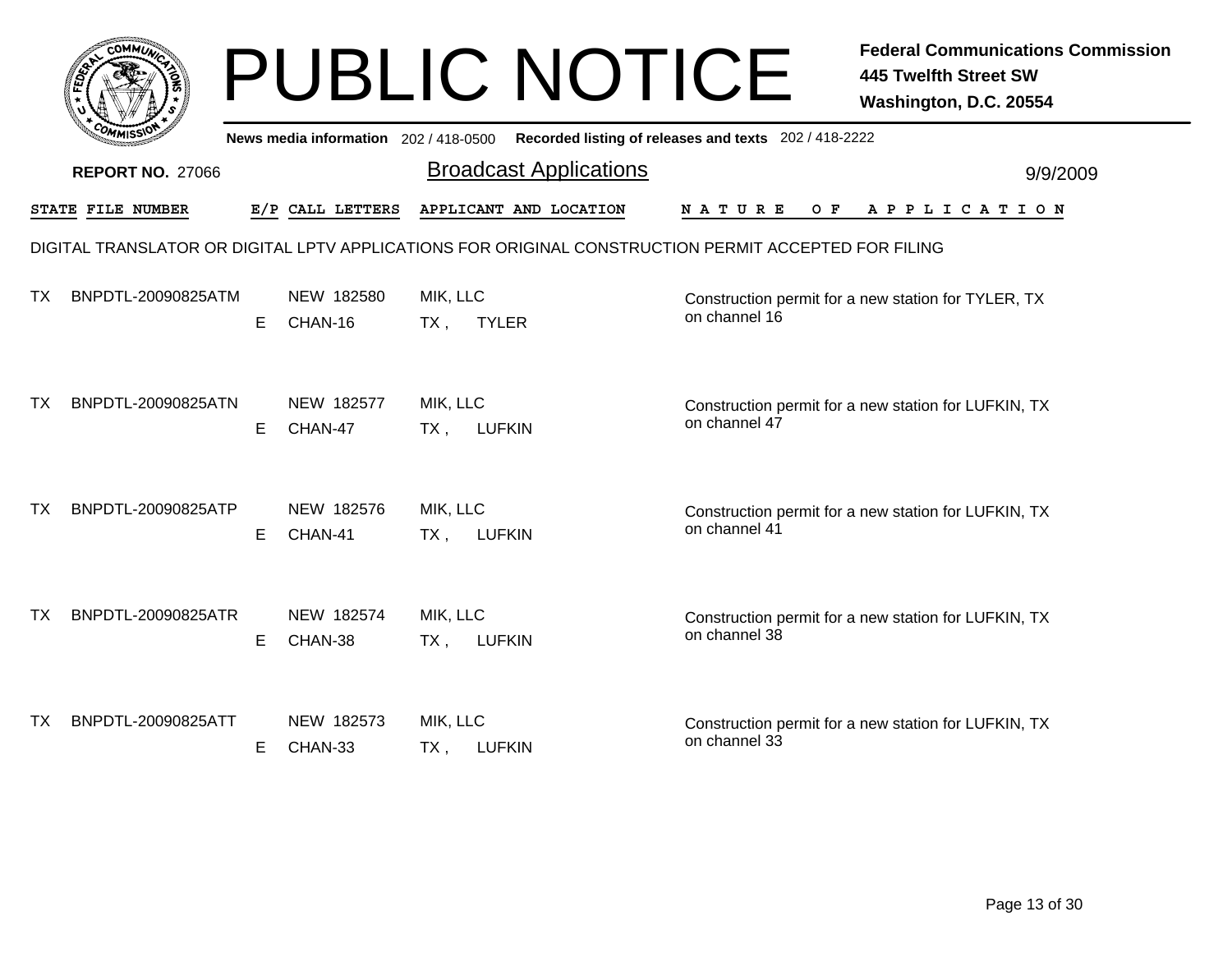# PUBLIC NOTICE

**Federal Communications Commission**
**445 Twelfth Street SW**
**Washington, D.C. 20554**

News media information 202 / 418-0500 Recorded listing of releases and texts 202 / 418-2222

**REPORT NO.** 27066

## Broadcast Applications

9/9/2009

DIGITAL TRANSLATOR OR DIGITAL LPTV APPLICATIONS FOR ORIGINAL CONSTRUCTION PERMIT ACCEPTED FOR FILING

| STATE | FILE NUMBER | E/P | CALL LETTERS | APPLICANT AND LOCATION | NATURE OF APPLICATION |
|---|---|---|---|---|---|
| TX | BNPDTL-20090825ATM | E | NEW 182580 CHAN-16 | MIK, LLC TX , TYLER | Construction permit for a new station for TYLER, TX on channel 16 |
| TX | BNPDTL-20090825ATN | E | NEW 182577 CHAN-47 | MIK, LLC TX , LUFKIN | Construction permit for a new station for LUFKIN, TX on channel 47 |
| TX | BNPDTL-20090825ATP | E | NEW 182576 CHAN-41 | MIK, LLC TX , LUFKIN | Construction permit for a new station for LUFKIN, TX on channel 41 |
| TX | BNPDTL-20090825ATR | E | NEW 182574 CHAN-38 | MIK, LLC TX , LUFKIN | Construction permit for a new station for LUFKIN, TX on channel 38 |
| TX | BNPDTL-20090825ATT | E | NEW 182573 CHAN-33 | MIK, LLC TX , LUFKIN | Construction permit for a new station for LUFKIN, TX on channel 33 |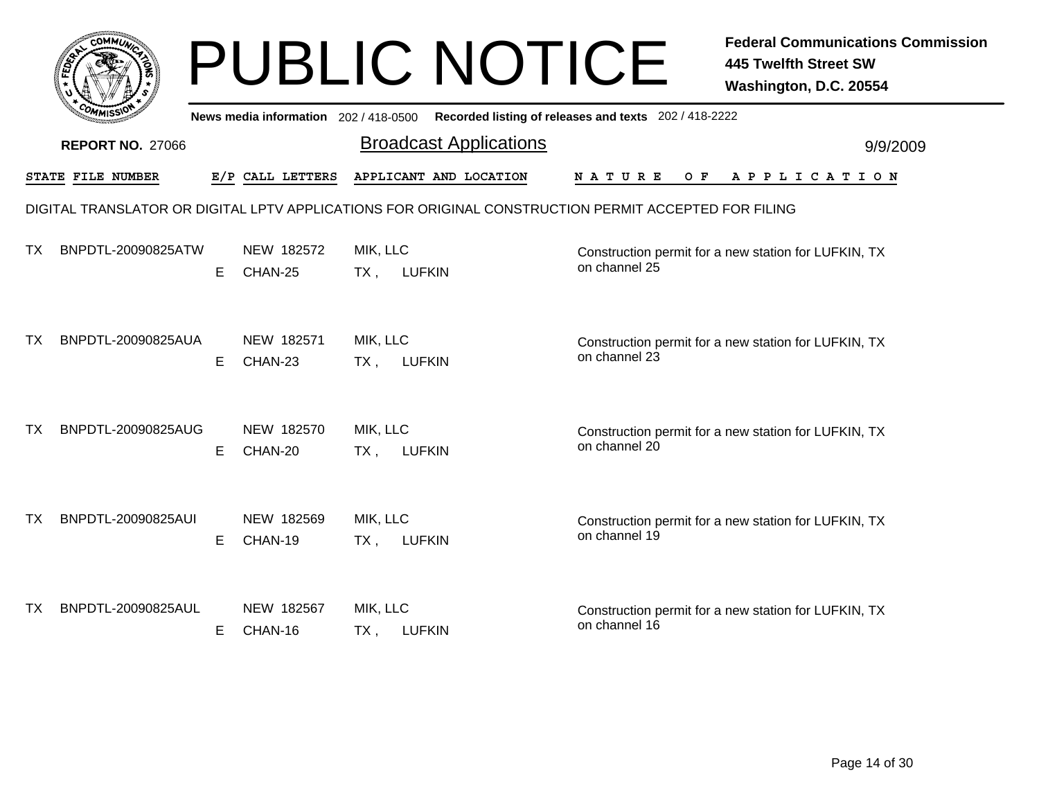# PUBLIC NOTICE

**Federal Communications Commission**
**445 Twelfth Street SW**
**Washington, D.C. 20554**

News media information 202 / 418-0500 Recorded listing of releases and texts 202 / 418-2222

**REPORT NO.** 27066

## Broadcast Applications

9/9/2009

DIGITAL TRANSLATOR OR DIGITAL LPTV APPLICATIONS FOR ORIGINAL CONSTRUCTION PERMIT ACCEPTED FOR FILING

| STATE | FILE NUMBER | E/P | CALL LETTERS | APPLICANT AND LOCATION | NATURE OF APPLICATION |
|---|---|---|---|---|---|
| TX | BNPDTL-20090825ATW | E | NEW 182572<br>CHAN-25 | MIK, LLC<br>TX , LUFKIN | Construction permit for a new station for LUFKIN, TX on channel 25 |
| TX | BNPDTL-20090825AUA | E | NEW 182571<br>CHAN-23 | MIK, LLC<br>TX , LUFKIN | Construction permit for a new station for LUFKIN, TX on channel 23 |
| TX | BNPDTL-20090825AUG | E | NEW 182570<br>CHAN-20 | MIK, LLC<br>TX , LUFKIN | Construction permit for a new station for LUFKIN, TX on channel 20 |
| TX | BNPDTL-20090825AUI | E | NEW 182569<br>CHAN-19 | MIK, LLC<br>TX , LUFKIN | Construction permit for a new station for LUFKIN, TX on channel 19 |
| TX | BNPDTL-20090825AUL | E | NEW 182567<br>CHAN-16 | MIK, LLC<br>TX , LUFKIN | Construction permit for a new station for LUFKIN, TX on channel 16 |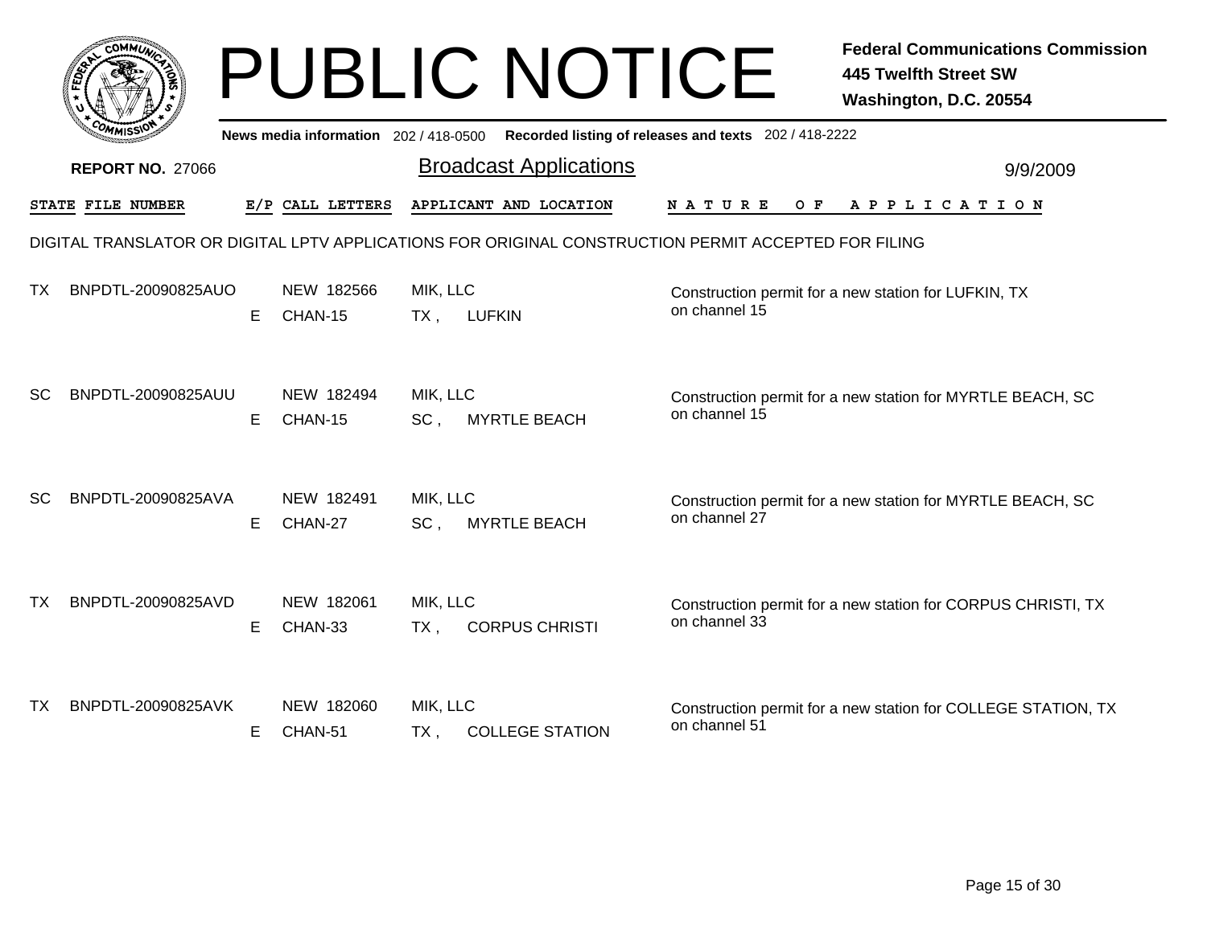# PUBLIC NOTICE

**Federal Communications Commission**
**445 Twelfth Street SW**
**Washington, D.C. 20554**

News media information 202 / 418-0500 Recorded listing of releases and texts 202 / 418-2222

**REPORT NO.** 27066

## Broadcast Applications

9/9/2009

DIGITAL TRANSLATOR OR DIGITAL LPTV APPLICATIONS FOR ORIGINAL CONSTRUCTION PERMIT ACCEPTED FOR FILING

| STATE | FILE NUMBER | E/P | CALL LETTERS | APPLICANT AND LOCATION | NATURE OF APPLICATION |
|---|---|---|---|---|---|
| TX | BNPDTL-20090825AUO | E | NEW 182566 CHAN-15 | MIK, LLC TX , LUFKIN | Construction permit for a new station for LUFKIN, TX on channel 15 |
| SC | BNPDTL-20090825AUU | E | NEW 182494 CHAN-15 | MIK, LLC SC , MYRTLE BEACH | Construction permit for a new station for MYRTLE BEACH, SC on channel 15 |
| SC | BNPDTL-20090825AVA | E | NEW 182491 CHAN-27 | MIK, LLC SC , MYRTLE BEACH | Construction permit for a new station for MYRTLE BEACH, SC on channel 27 |
| TX | BNPDTL-20090825AVD | E | NEW 182061 CHAN-33 | MIK, LLC TX , CORPUS CHRISTI | Construction permit for a new station for CORPUS CHRISTI, TX on channel 33 |
| TX | BNPDTL-20090825AVK | E | NEW 182060 CHAN-51 | MIK, LLC TX , COLLEGE STATION | Construction permit for a new station for COLLEGE STATION, TX on channel 51 |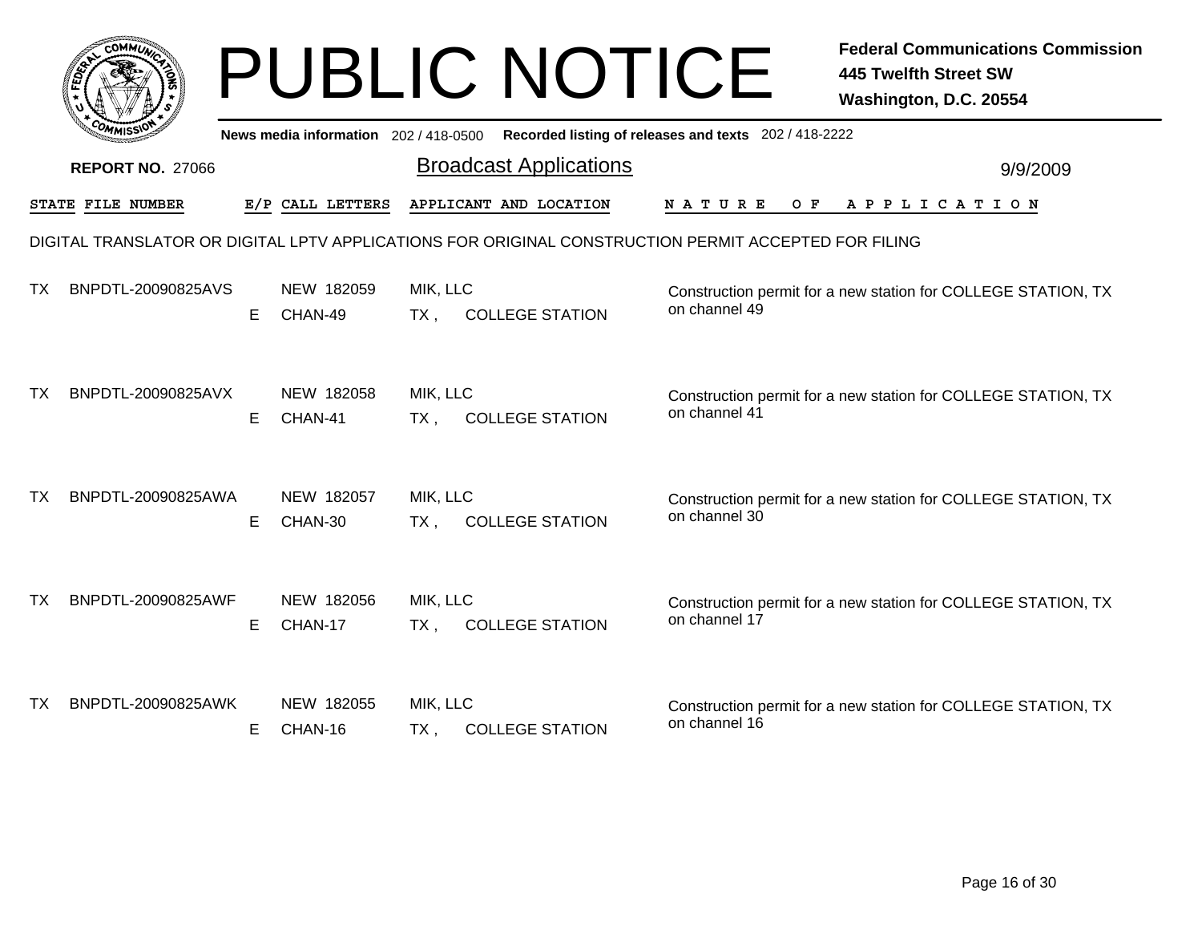# PUBLIC NOTICE

**Federal Communications Commission**
**445 Twelfth Street SW**
**Washington, D.C. 20554**

News media information 202 / 418-0500 Recorded listing of releases and texts 202 / 418-2222

**REPORT NO.** 27066

## Broadcast Applications

9/9/2009

| STATE | FILE NUMBER | E/P | CALL LETTERS | APPLICANT AND LOCATION | NATURE OF APPLICATION |
|---|---|---|---|---|---|

DIGITAL TRANSLATOR OR DIGITAL LPTV APPLICATIONS FOR ORIGINAL CONSTRUCTION PERMIT ACCEPTED FOR FILING

| STATE | FILE NUMBER | E/P | CALL LETTERS | APPLICANT AND LOCATION | NATURE OF APPLICATION |
|---|---|---|---|---|---|
| TX | BNPDTL-20090825AVS | E | NEW 182059 CHAN-49 | MIK, LLC TX , COLLEGE STATION | Construction permit for a new station for COLLEGE STATION, TX on channel 49 |
| TX | BNPDTL-20090825AVX | E | NEW 182058 CHAN-41 | MIK, LLC TX , COLLEGE STATION | Construction permit for a new station for COLLEGE STATION, TX on channel 41 |
| TX | BNPDTL-20090825AWA | E | NEW 182057 CHAN-30 | MIK, LLC TX , COLLEGE STATION | Construction permit for a new station for COLLEGE STATION, TX on channel 30 |
| TX | BNPDTL-20090825AWF | E | NEW 182056 CHAN-17 | MIK, LLC TX , COLLEGE STATION | Construction permit for a new station for COLLEGE STATION, TX on channel 17 |
| TX | BNPDTL-20090825AWK | E | NEW 182055 CHAN-16 | MIK, LLC TX , COLLEGE STATION | Construction permit for a new station for COLLEGE STATION, TX on channel 16 |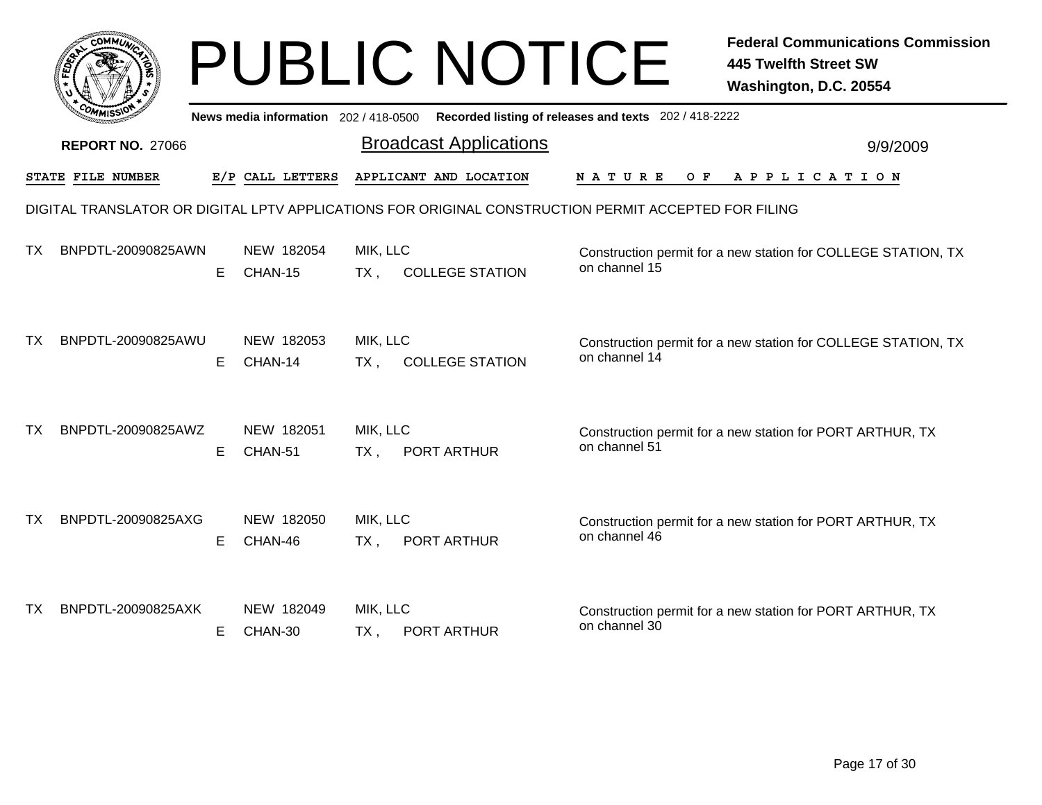# PUBLIC NOTICE

**Federal Communications Commission**
**445 Twelfth Street SW**
**Washington, D.C. 20554**

News media information 202 / 418-0500 Recorded listing of releases and texts 202 / 418-2222

**REPORT NO.** 27066

## Broadcast Applications

9/9/2009

DIGITAL TRANSLATOR OR DIGITAL LPTV APPLICATIONS FOR ORIGINAL CONSTRUCTION PERMIT ACCEPTED FOR FILING

| STATE | FILE NUMBER | E/P | CALL LETTERS | APPLICANT AND LOCATION | NATURE OF APPLICATION |
|---|---|---|---|---|---|
| TX | BNPDTL-20090825AWN | E | NEW 182054<br>CHAN-15 | MIK, LLC<br>TX , COLLEGE STATION | Construction permit for a new station for COLLEGE STATION, TX on channel 15 |
| TX | BNPDTL-20090825AWU | E | NEW 182053<br>CHAN-14 | MIK, LLC<br>TX , COLLEGE STATION | Construction permit for a new station for COLLEGE STATION, TX on channel 14 |
| TX | BNPDTL-20090825AWZ | E | NEW 182051<br>CHAN-51 | MIK, LLC<br>TX , PORT ARTHUR | Construction permit for a new station for PORT ARTHUR, TX on channel 51 |
| TX | BNPDTL-20090825AXG | E | NEW 182050<br>CHAN-46 | MIK, LLC<br>TX , PORT ARTHUR | Construction permit for a new station for PORT ARTHUR, TX on channel 46 |
| TX | BNPDTL-20090825AXK | E | NEW 182049<br>CHAN-30 | MIK, LLC<br>TX , PORT ARTHUR | Construction permit for a new station for PORT ARTHUR, TX on channel 30 |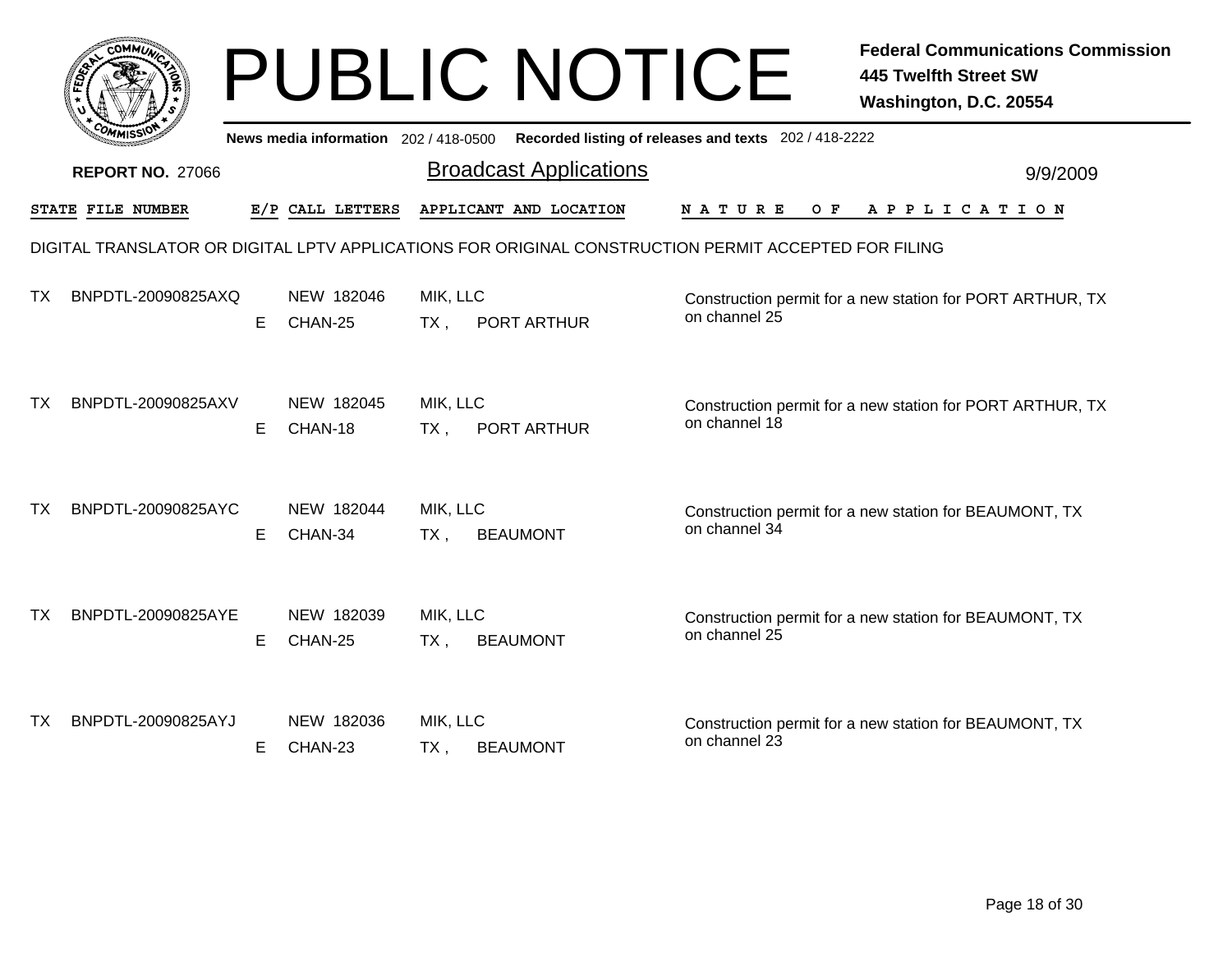# PUBLIC NOTICE

**Federal Communications Commission**
**445 Twelfth Street SW**
**Washington, D.C. 20554**

News media information 202 / 418-0500 Recorded listing of releases and texts 202 / 418-2222

**REPORT NO. 27066**

## Broadcast Applications

9/9/2009

DIGITAL TRANSLATOR OR DIGITAL LPTV APPLICATIONS FOR ORIGINAL CONSTRUCTION PERMIT ACCEPTED FOR FILING

| STATE | FILE NUMBER | E/P | CALL LETTERS | APPLICANT AND LOCATION | NATURE OF APPLICATION |
|---|---|---|---|---|---|
| TX | BNPDTL-20090825AXQ | E | NEW 182046<br>CHAN-25 | MIK, LLC<br>TX , PORT ARTHUR | Construction permit for a new station for PORT ARTHUR, TX on channel 25 |
| TX | BNPDTL-20090825AXV | E | NEW 182045<br>CHAN-18 | MIK, LLC<br>TX , PORT ARTHUR | Construction permit for a new station for PORT ARTHUR, TX on channel 18 |
| TX | BNPDTL-20090825AYC | E | NEW 182044<br>CHAN-34 | MIK, LLC<br>TX , BEAUMONT | Construction permit for a new station for BEAUMONT, TX on channel 34 |
| TX | BNPDTL-20090825AYE | E | NEW 182039<br>CHAN-25 | MIK, LLC<br>TX , BEAUMONT | Construction permit for a new station for BEAUMONT, TX on channel 25 |
| TX | BNPDTL-20090825AYJ | E | NEW 182036<br>CHAN-23 | MIK, LLC<br>TX , BEAUMONT | Construction permit for a new station for BEAUMONT, TX on channel 23 |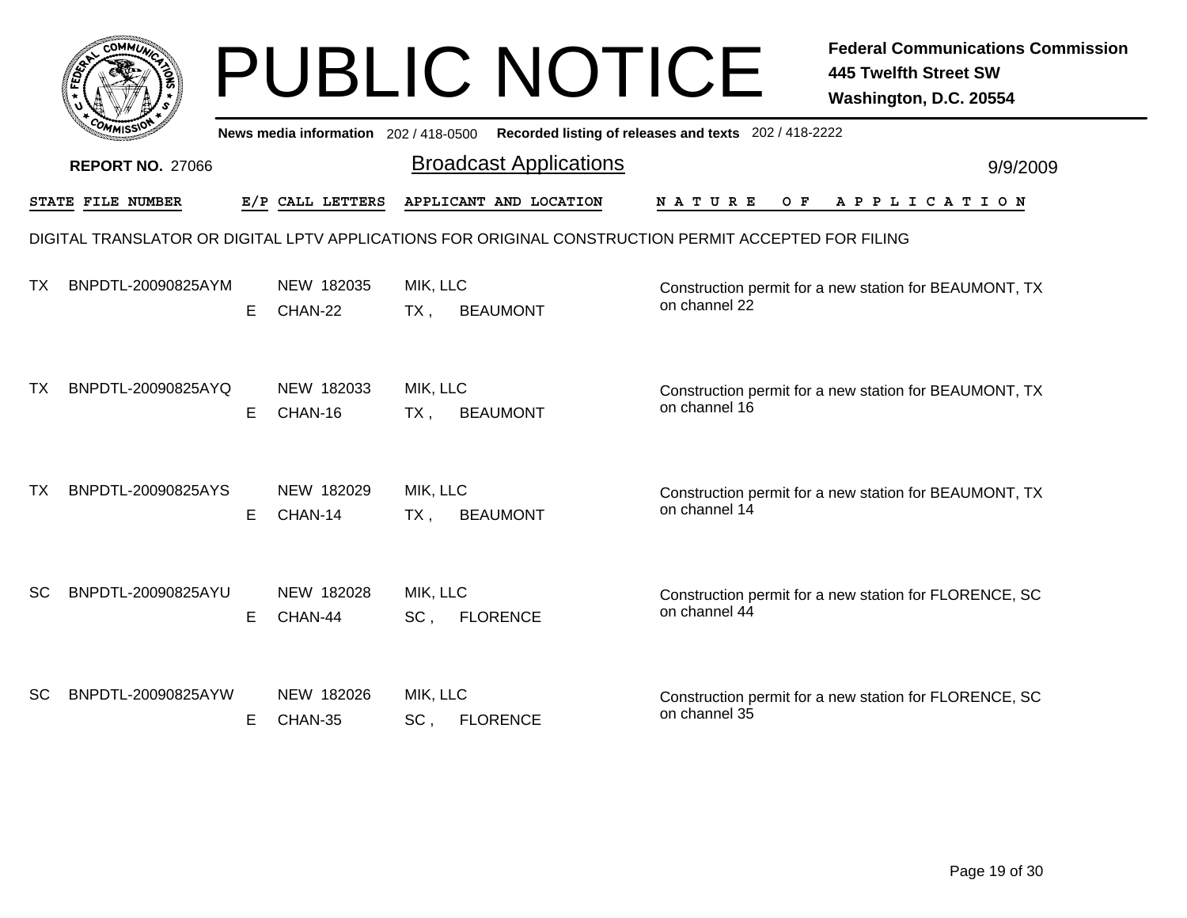# PUBLIC NOTICE

**Federal Communications Commission**
**445 Twelfth Street SW**
**Washington, D.C. 20554**

News media information 202 / 418-0500 Recorded listing of releases and texts 202 / 418-2222

**REPORT NO.** 27066

## Broadcast Applications

9/9/2009

DIGITAL TRANSLATOR OR DIGITAL LPTV APPLICATIONS FOR ORIGINAL CONSTRUCTION PERMIT ACCEPTED FOR FILING

| STATE | FILE NUMBER | E/P | CALL LETTERS | APPLICANT AND LOCATION | NATURE OF APPLICATION |
|---|---|---|---|---|---|
| TX | BNPDTL-20090825AYM | E | NEW 182035<br>CHAN-22 | MIK, LLC<br>TX , BEAUMONT | Construction permit for a new station for BEAUMONT, TX on channel 22 |
| TX | BNPDTL-20090825AYQ | E | NEW 182033<br>CHAN-16 | MIK, LLC<br>TX , BEAUMONT | Construction permit for a new station for BEAUMONT, TX on channel 16 |
| TX | BNPDTL-20090825AYS | E | NEW 182029<br>CHAN-14 | MIK, LLC<br>TX , BEAUMONT | Construction permit for a new station for BEAUMONT, TX on channel 14 |
| SC | BNPDTL-20090825AYU | E | NEW 182028<br>CHAN-44 | MIK, LLC<br>SC , FLORENCE | Construction permit for a new station for FLORENCE, SC on channel 44 |
| SC | BNPDTL-20090825AYW | E | NEW 182026<br>CHAN-35 | MIK, LLC<br>SC , FLORENCE | Construction permit for a new station for FLORENCE, SC on channel 35 |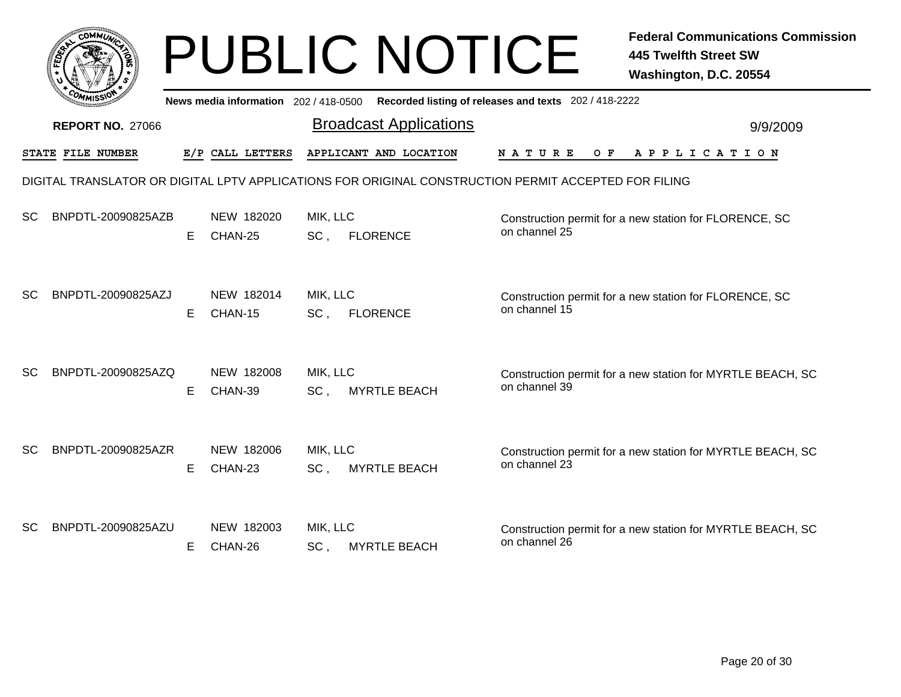# PUBLIC NOTICE

**Federal Communications Commission**
**445 Twelfth Street SW**
**Washington, D.C. 20554**

News media information 202 / 418-0500 Recorded listing of releases and texts 202 / 418-2222

**REPORT NO.** 27066

## Broadcast Applications

9/9/2009

DIGITAL TRANSLATOR OR DIGITAL LPTV APPLICATIONS FOR ORIGINAL CONSTRUCTION PERMIT ACCEPTED FOR FILING

| STATE | FILE NUMBER | E/P | CALL LETTERS | APPLICANT AND LOCATION | NATURE OF APPLICATION |
|---|---|---|---|---|---|
| SC | BNPDTL-20090825AZB | E | NEW 182020<br>CHAN-25 | MIK, LLC<br>SC , FLORENCE | Construction permit for a new station for FLORENCE, SC on channel 25 |
| SC | BNPDTL-20090825AZJ | E | NEW 182014<br>CHAN-15 | MIK, LLC<br>SC , FLORENCE | Construction permit for a new station for FLORENCE, SC on channel 15 |
| SC | BNPDTL-20090825AZQ | E | NEW 182008<br>CHAN-39 | MIK, LLC<br>SC , MYRTLE BEACH | Construction permit for a new station for MYRTLE BEACH, SC on channel 39 |
| SC | BNPDTL-20090825AZR | E | NEW 182006<br>CHAN-23 | MIK, LLC<br>SC , MYRTLE BEACH | Construction permit for a new station for MYRTLE BEACH, SC on channel 23 |
| SC | BNPDTL-20090825AZU | E | NEW 182003<br>CHAN-26 | MIK, LLC<br>SC , MYRTLE BEACH | Construction permit for a new station for MYRTLE BEACH, SC on channel 26 |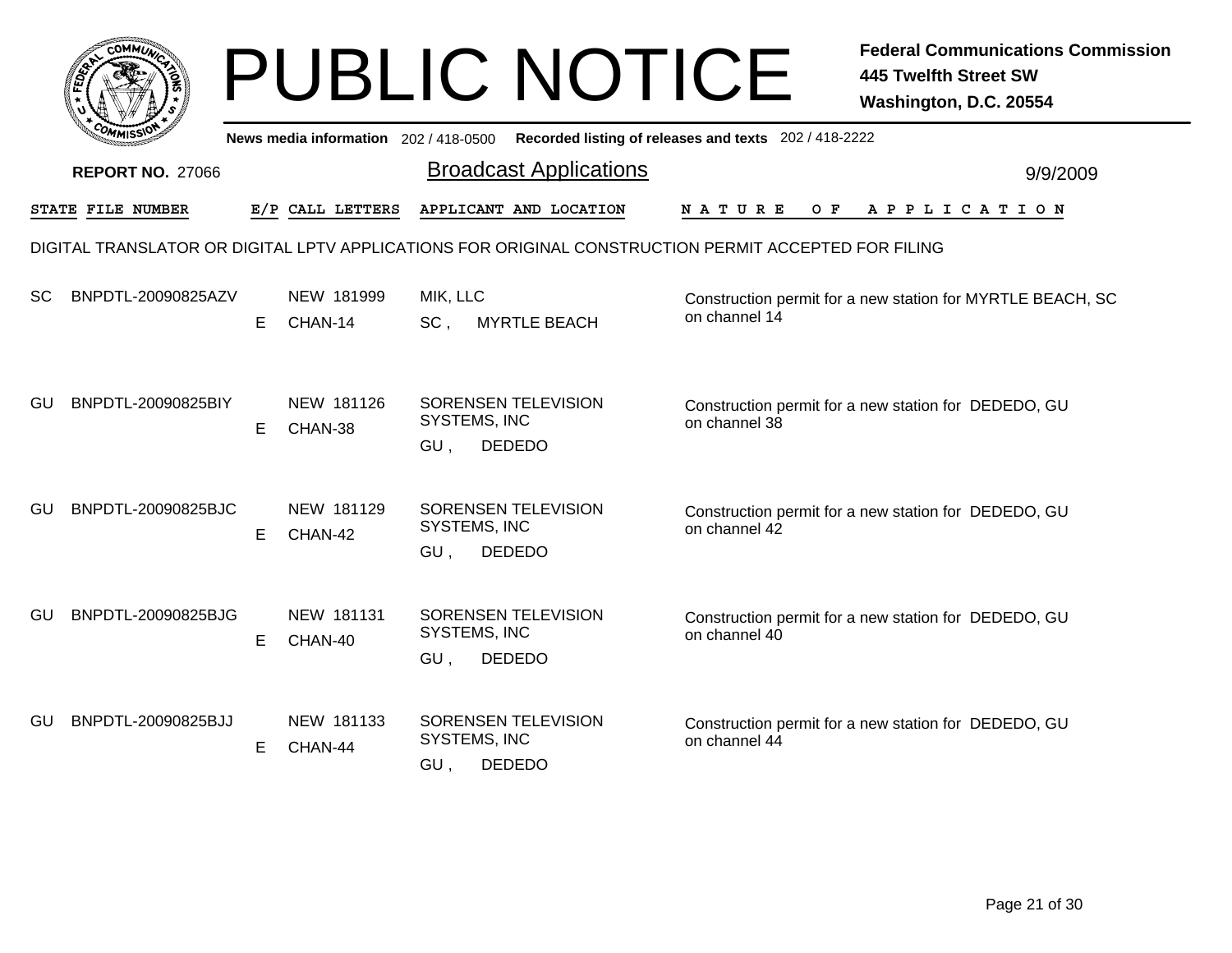# PUBLIC NOTICE

**Federal Communications Commission**
**445 Twelfth Street SW**
**Washington, D.C. 20554**

News media information 202 / 418-0500 Recorded listing of releases and texts 202 / 418-2222

**REPORT NO.** 27066

## Broadcast Applications

9/9/2009

DIGITAL TRANSLATOR OR DIGITAL LPTV APPLICATIONS FOR ORIGINAL CONSTRUCTION PERMIT ACCEPTED FOR FILING

| STATE | FILE NUMBER | E/P | CALL LETTERS | APPLICANT AND LOCATION | NATURE OF APPLICATION |
|---|---|---|---|---|---|
| SC | BNPDTL-20090825AZV | E | NEW 181999 CHAN-14 | MIK, LLC SC , MYRTLE BEACH | Construction permit for a new station for MYRTLE BEACH, SC on channel 14 |
| GU | BNPDTL-20090825BIY | E | NEW 181126 CHAN-38 | SORENSEN TELEVISION SYSTEMS, INC GU , DEDEDO | Construction permit for a new station for DEDEDO, GU on channel 38 |
| GU | BNPDTL-20090825BJC | E | NEW 181129 CHAN-42 | SORENSEN TELEVISION SYSTEMS, INC GU , DEDEDO | Construction permit for a new station for DEDEDO, GU on channel 42 |
| GU | BNPDTL-20090825BJG | E | NEW 181131 CHAN-40 | SORENSEN TELEVISION SYSTEMS, INC GU , DEDEDO | Construction permit for a new station for DEDEDO, GU on channel 40 |
| GU | BNPDTL-20090825BJJ | E | NEW 181133 CHAN-44 | SORENSEN TELEVISION SYSTEMS, INC GU , DEDEDO | Construction permit for a new station for DEDEDO, GU on channel 44 |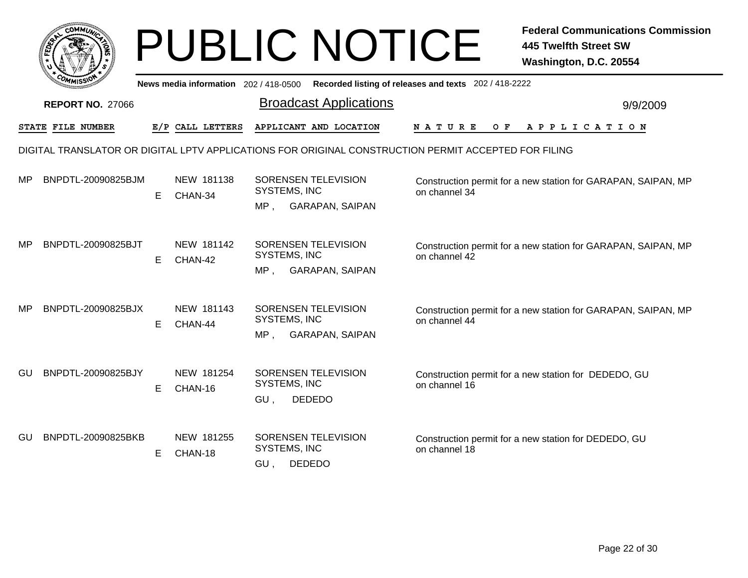# PUBLIC NOTICE

**Federal Communications Commission**
**445 Twelfth Street SW**
**Washington, D.C. 20554**

News media information 202 / 418-0500 Recorded listing of releases and texts 202 / 418-2222

**REPORT NO. 27066**

## Broadcast Applications

9/9/2009

DIGITAL TRANSLATOR OR DIGITAL LPTV APPLICATIONS FOR ORIGINAL CONSTRUCTION PERMIT ACCEPTED FOR FILING

| STATE | FILE NUMBER | E/P | CALL LETTERS | APPLICANT AND LOCATION | NATURE OF APPLICATION |
|---|---|---|---|---|---|
| MP | BNPDTL-20090825BJM | E | NEW 181138 CHAN-34 | SORENSEN TELEVISION SYSTEMS, INC MP , GARAPAN, SAIPAN | Construction permit for a new station for GARAPAN, SAIPAN, MP on channel 34 |
| MP | BNPDTL-20090825BJT | E | NEW 181142 CHAN-42 | SORENSEN TELEVISION SYSTEMS, INC MP , GARAPAN, SAIPAN | Construction permit for a new station for GARAPAN, SAIPAN, MP on channel 42 |
| MP | BNPDTL-20090825BJX | E | NEW 181143 CHAN-44 | SORENSEN TELEVISION SYSTEMS, INC MP , GARAPAN, SAIPAN | Construction permit for a new station for GARAPAN, SAIPAN, MP on channel 44 |
| GU | BNPDTL-20090825BJY | E | NEW 181254 CHAN-16 | SORENSEN TELEVISION SYSTEMS, INC GU , DEDEDO | Construction permit for a new station for DEDEDO, GU on channel 16 |
| GU | BNPDTL-20090825BKB | E | NEW 181255 CHAN-18 | SORENSEN TELEVISION SYSTEMS, INC GU , DEDEDO | Construction permit for a new station for DEDEDO, GU on channel 18 |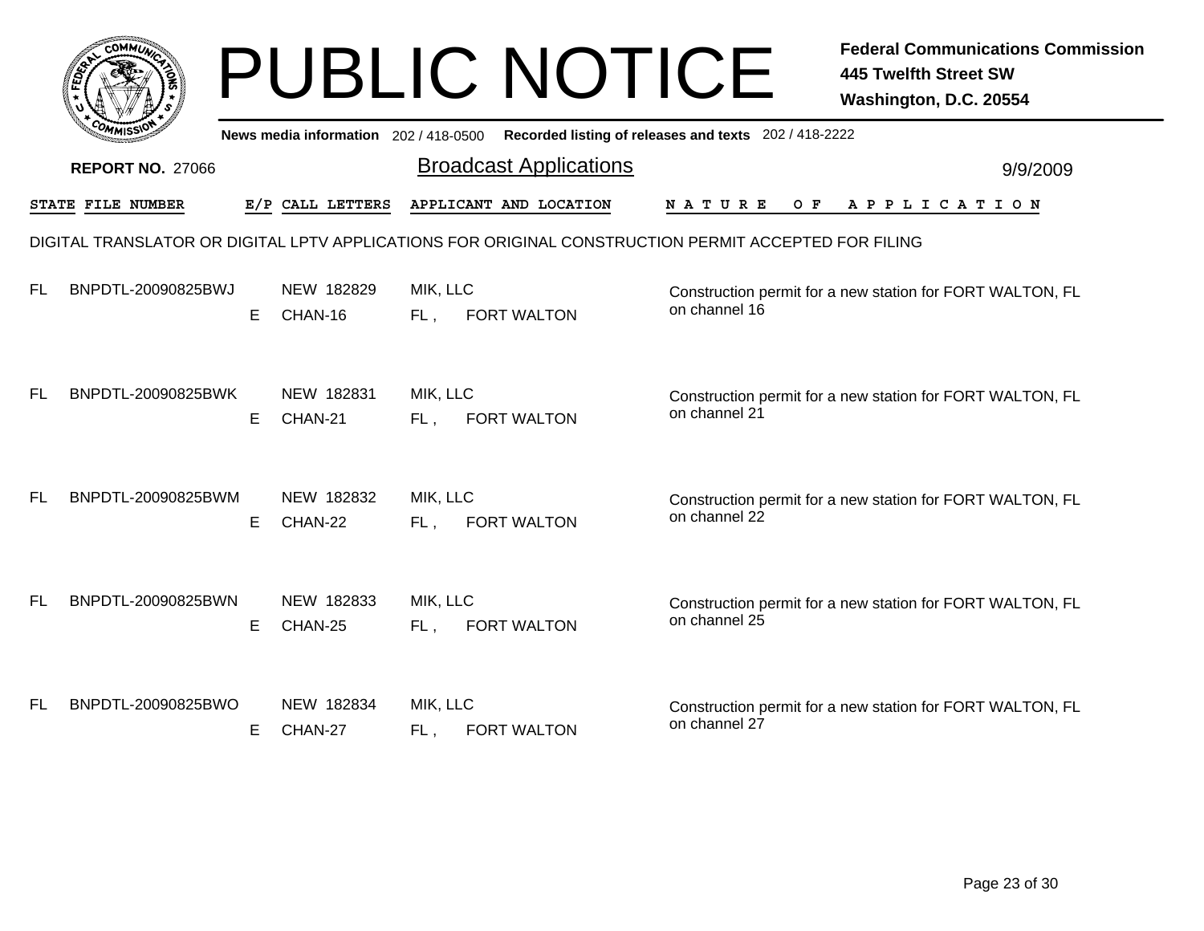# PUBLIC NOTICE

**Federal Communications Commission**
**445 Twelfth Street SW**
**Washington, D.C. 20554**

News media information 202 / 418-0500 Recorded listing of releases and texts 202 / 418-2222

**REPORT NO.** 27066

## Broadcast Applications

9/9/2009

DIGITAL TRANSLATOR OR DIGITAL LPTV APPLICATIONS FOR ORIGINAL CONSTRUCTION PERMIT ACCEPTED FOR FILING

| STATE | FILE NUMBER | E/P | CALL LETTERS | APPLICANT AND LOCATION | NATURE OF APPLICATION |
|---|---|---|---|---|---|
| FL | BNPDTL-20090825BWJ | E | NEW 182829<br>CHAN-16 | MIK, LLC<br>FL , FORT WALTON | Construction permit for a new station for FORT WALTON, FL on channel 16 |
| FL | BNPDTL-20090825BWK | E | NEW 182831<br>CHAN-21 | MIK, LLC<br>FL , FORT WALTON | Construction permit for a new station for FORT WALTON, FL on channel 21 |
| FL | BNPDTL-20090825BWM | E | NEW 182832<br>CHAN-22 | MIK, LLC<br>FL , FORT WALTON | Construction permit for a new station for FORT WALTON, FL on channel 22 |
| FL | BNPDTL-20090825BWN | E | NEW 182833<br>CHAN-25 | MIK, LLC<br>FL , FORT WALTON | Construction permit for a new station for FORT WALTON, FL on channel 25 |
| FL | BNPDTL-20090825BWO | E | NEW 182834<br>CHAN-27 | MIK, LLC<br>FL , FORT WALTON | Construction permit for a new station for FORT WALTON, FL on channel 27 |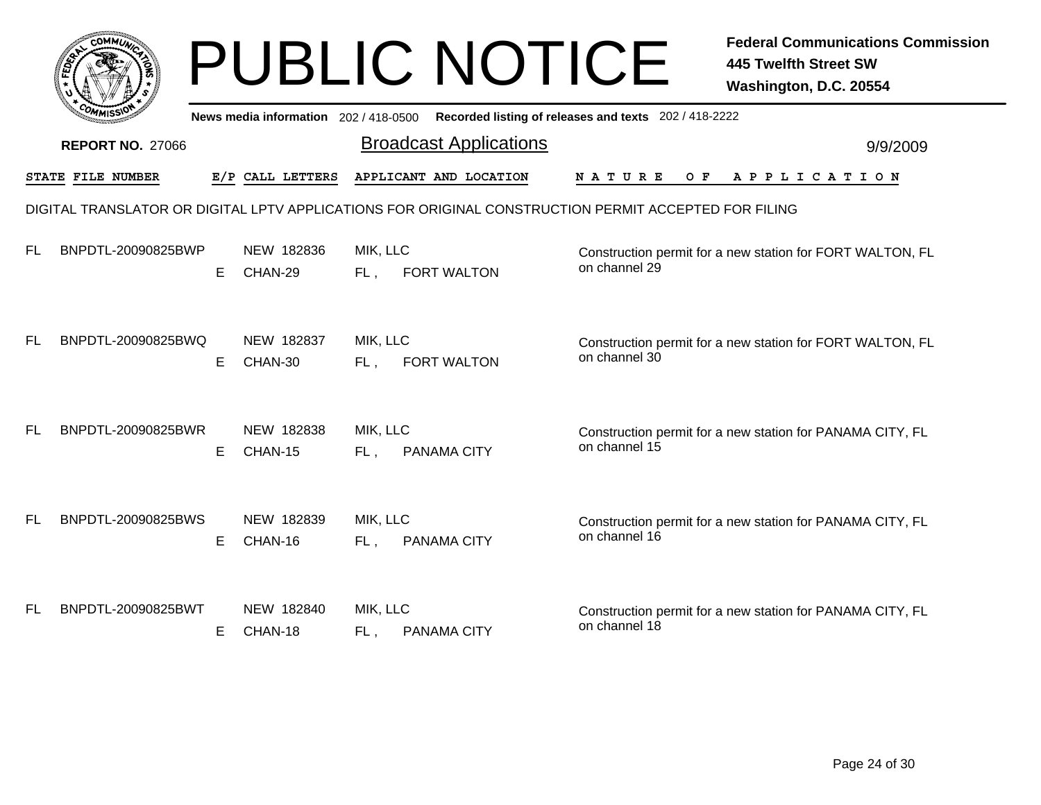# PUBLIC NOTICE

**Federal Communications Commission**
**445 Twelfth Street SW**
**Washington, D.C. 20554**

News media information 202 / 418-0500 Recorded listing of releases and texts 202 / 418-2222

**REPORT NO.** 27066

## Broadcast Applications

9/9/2009

DIGITAL TRANSLATOR OR DIGITAL LPTV APPLICATIONS FOR ORIGINAL CONSTRUCTION PERMIT ACCEPTED FOR FILING

| STATE | FILE NUMBER | E/P | CALL LETTERS | APPLICANT AND LOCATION | NATURE OF APPLICATION |
|---|---|---|---|---|---|
| FL | BNPDTL-20090825BWP | E | NEW 182836 CHAN-29 | MIK, LLC FL , FORT WALTON | Construction permit for a new station for FORT WALTON, FL on channel 29 |
| FL | BNPDTL-20090825BWQ | E | NEW 182837 CHAN-30 | MIK, LLC FL , FORT WALTON | Construction permit for a new station for FORT WALTON, FL on channel 30 |
| FL | BNPDTL-20090825BWR | E | NEW 182838 CHAN-15 | MIK, LLC FL , PANAMA CITY | Construction permit for a new station for PANAMA CITY, FL on channel 15 |
| FL | BNPDTL-20090825BWS | E | NEW 182839 CHAN-16 | MIK, LLC FL , PANAMA CITY | Construction permit for a new station for PANAMA CITY, FL on channel 16 |
| FL | BNPDTL-20090825BWT | E | NEW 182840 CHAN-18 | MIK, LLC FL , PANAMA CITY | Construction permit for a new station for PANAMA CITY, FL on channel 18 |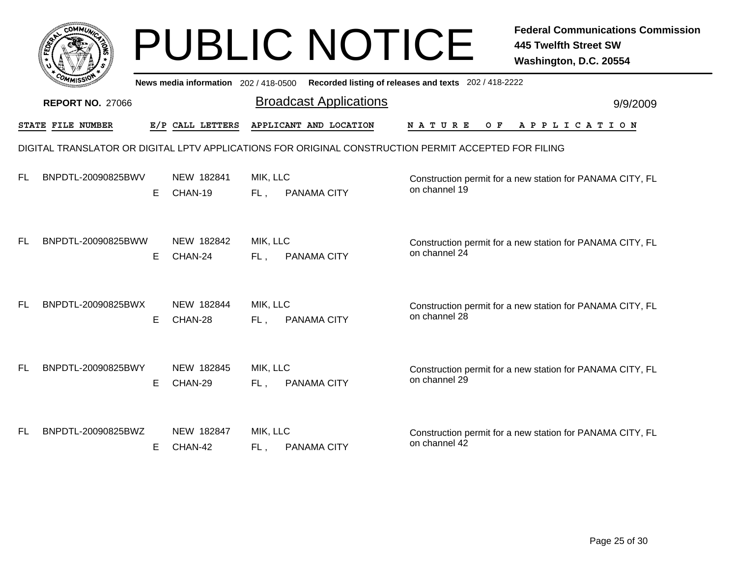# PUBLIC NOTICE

**Federal Communications Commission**
**445 Twelfth Street SW**
**Washington, D.C. 20554**

News media information 202 / 418-0500 Recorded listing of releases and texts 202 / 418-2222

**REPORT NO.** 27066

## Broadcast Applications

9/9/2009

DIGITAL TRANSLATOR OR DIGITAL LPTV APPLICATIONS FOR ORIGINAL CONSTRUCTION PERMIT ACCEPTED FOR FILING

| STATE | FILE NUMBER | E/P | CALL LETTERS | APPLICANT AND LOCATION | NATURE OF APPLICATION |
|---|---|---|---|---|---|
| FL | BNPDTL-20090825BWV | E | NEW 182841 CHAN-19 | MIK, LLC FL , PANAMA CITY | Construction permit for a new station for PANAMA CITY, FL on channel 19 |
| FL | BNPDTL-20090825BWW | E | NEW 182842 CHAN-24 | MIK, LLC FL , PANAMA CITY | Construction permit for a new station for PANAMA CITY, FL on channel 24 |
| FL | BNPDTL-20090825BWX | E | NEW 182844 CHAN-28 | MIK, LLC FL , PANAMA CITY | Construction permit for a new station for PANAMA CITY, FL on channel 28 |
| FL | BNPDTL-20090825BWY | E | NEW 182845 CHAN-29 | MIK, LLC FL , PANAMA CITY | Construction permit for a new station for PANAMA CITY, FL on channel 29 |
| FL | BNPDTL-20090825BWZ | E | NEW 182847 CHAN-42 | MIK, LLC FL , PANAMA CITY | Construction permit for a new station for PANAMA CITY, FL on channel 42 |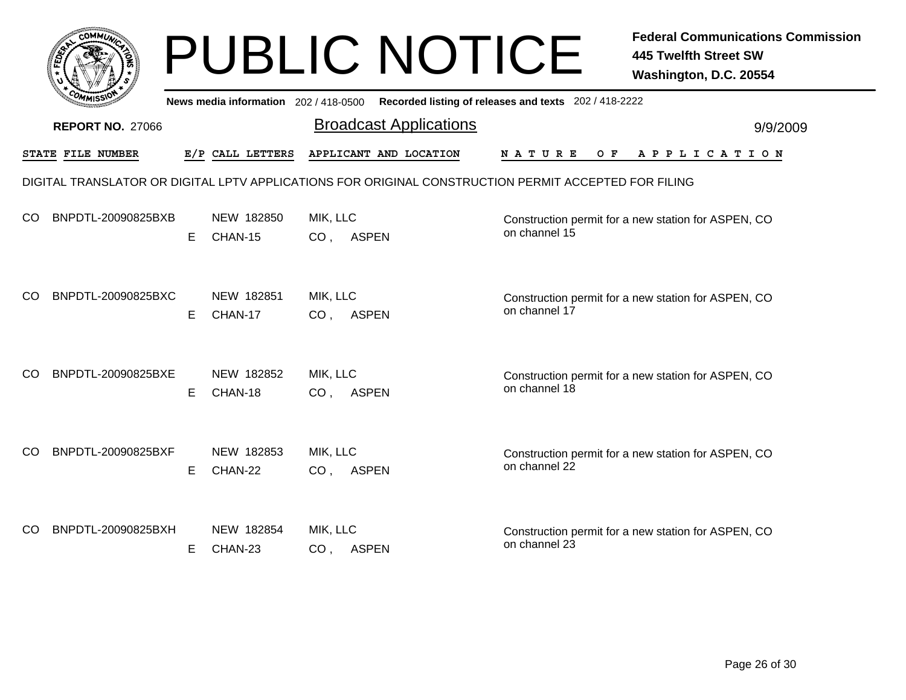# PUBLIC NOTICE

**Federal Communications Commission**
**445 Twelfth Street SW**
**Washington, D.C. 20554**

**News media information** 202 / 418-0500 **Recorded listing of releases and texts** 202 / 418-2222

**REPORT NO.** 27066

## Broadcast Applications

9/9/2009

| STATE | FILE NUMBER | E/P | CALL LETTERS | APPLICANT AND LOCATION | NATURE OF APPLICATION |
|---|---|---|---|---|---|

DIGITAL TRANSLATOR OR DIGITAL LPTV APPLICATIONS FOR ORIGINAL CONSTRUCTION PERMIT ACCEPTED FOR FILING

| STATE | FILE NUMBER | E/P | CALL LETTERS | APPLICANT AND LOCATION | NATURE OF APPLICATION |
|---|---|---|---|---|---|
| CO | BNPDTL-20090825BXB | E | NEW 182850<br>CHAN-15 | MIK, LLC<br>CO , ASPEN | Construction permit for a new station for ASPEN, CO on channel 15 |
| CO | BNPDTL-20090825BXC | E | NEW 182851<br>CHAN-17 | MIK, LLC<br>CO , ASPEN | Construction permit for a new station for ASPEN, CO on channel 17 |
| CO | BNPDTL-20090825BXE | E | NEW 182852<br>CHAN-18 | MIK, LLC<br>CO , ASPEN | Construction permit for a new station for ASPEN, CO on channel 18 |
| CO | BNPDTL-20090825BXF | E | NEW 182853<br>CHAN-22 | MIK, LLC<br>CO , ASPEN | Construction permit for a new station for ASPEN, CO on channel 22 |
| CO | BNPDTL-20090825BXH | E | NEW 182854<br>CHAN-23 | MIK, LLC<br>CO , ASPEN | Construction permit for a new station for ASPEN, CO on channel 23 |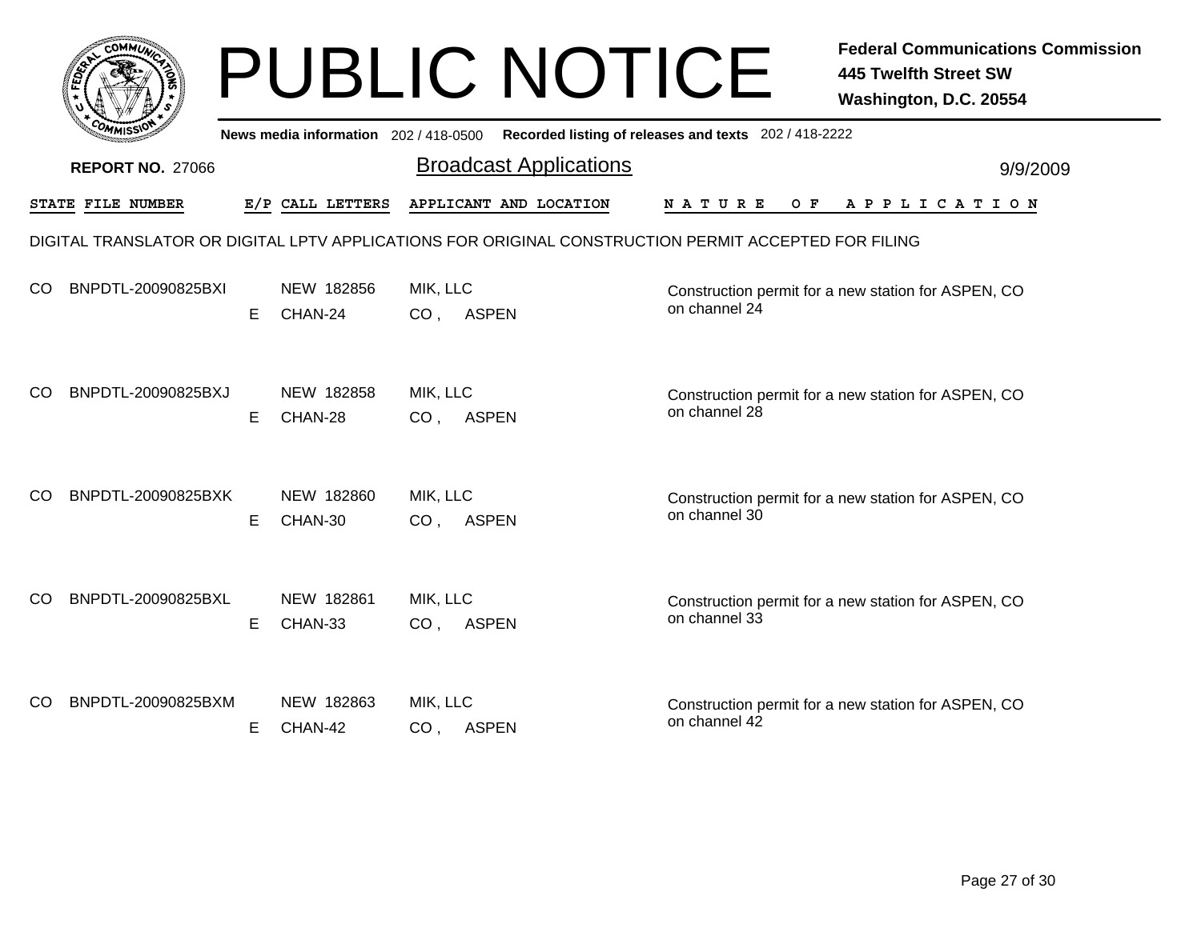# PUBLIC NOTICE

**Federal Communications Commission**
**445 Twelfth Street SW**
**Washington, D.C. 20554**

News media information 202 / 418-0500 Recorded listing of releases and texts 202 / 418-2222

**REPORT NO.** 27066

## Broadcast Applications

9/9/2009

| STATE | FILE NUMBER | E/P | CALL LETTERS | APPLICANT AND LOCATION | NATURE OF APPLICATION |
|---|---|---|---|---|---|

DIGITAL TRANSLATOR OR DIGITAL LPTV APPLICATIONS FOR ORIGINAL CONSTRUCTION PERMIT ACCEPTED FOR FILING

| STATE | FILE NUMBER | E/P | CALL LETTERS | APPLICANT AND LOCATION | NATURE OF APPLICATION |
|---|---|---|---|---|---|
| CO | BNPDTL-20090825BXI | E | NEW 182856 CHAN-24 | MIK, LLC CO , ASPEN | Construction permit for a new station for ASPEN, CO on channel 24 |
| CO | BNPDTL-20090825BXJ | E | NEW 182858 CHAN-28 | MIK, LLC CO , ASPEN | Construction permit for a new station for ASPEN, CO on channel 28 |
| CO | BNPDTL-20090825BXK | E | NEW 182860 CHAN-30 | MIK, LLC CO , ASPEN | Construction permit for a new station for ASPEN, CO on channel 30 |
| CO | BNPDTL-20090825BXL | E | NEW 182861 CHAN-33 | MIK, LLC CO , ASPEN | Construction permit for a new station for ASPEN, CO on channel 33 |
| CO | BNPDTL-20090825BXM | E | NEW 182863 CHAN-42 | MIK, LLC CO , ASPEN | Construction permit for a new station for ASPEN, CO on channel 42 |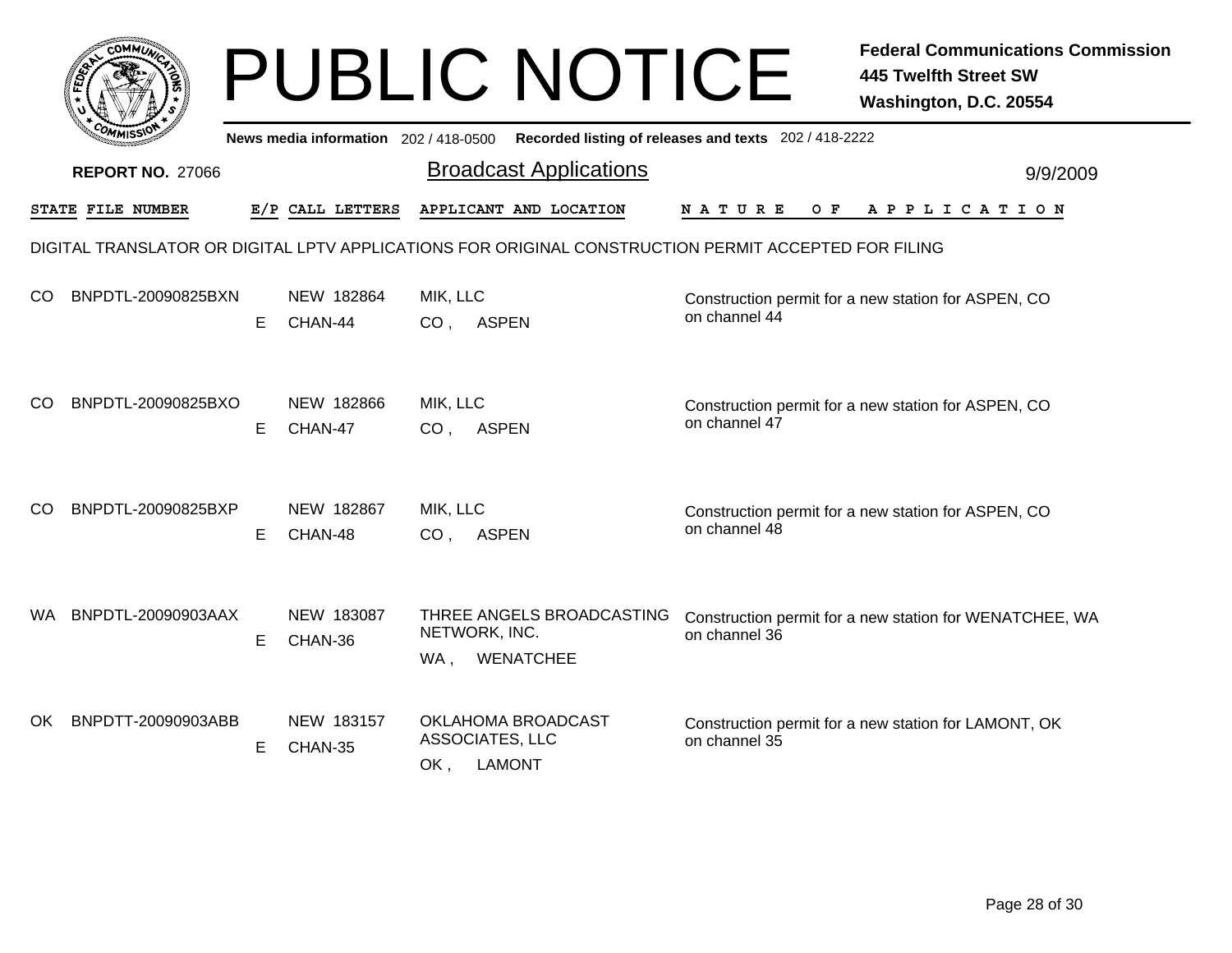# PUBLIC NOTICE

**Federal Communications Commission**
**445 Twelfth Street SW**
**Washington, D.C. 20554**

News media information 202 / 418-0500 Recorded listing of releases and texts 202 / 418-2222

**REPORT NO.** 27066

## Broadcast Applications

9/9/2009

DIGITAL TRANSLATOR OR DIGITAL LPTV APPLICATIONS FOR ORIGINAL CONSTRUCTION PERMIT ACCEPTED FOR FILING

| STATE | FILE NUMBER | E/P | CALL LETTERS | APPLICANT AND LOCATION | NATURE OF APPLICATION |
|---|---|---|---|---|---|
| CO | BNPDTL-20090825BXN | E | NEW 182864<br>CHAN-44 | MIK, LLC<br>CO , ASPEN | Construction permit for a new station for ASPEN, CO on channel 44 |
| CO | BNPDTL-20090825BXO | E | NEW 182866<br>CHAN-47 | MIK, LLC<br>CO , ASPEN | Construction permit for a new station for ASPEN, CO on channel 47 |
| CO | BNPDTL-20090825BXP | E | NEW 182867<br>CHAN-48 | MIK, LLC<br>CO , ASPEN | Construction permit for a new station for ASPEN, CO on channel 48 |
| WA | BNPDTL-20090903AAX | E | NEW 183087<br>CHAN-36 | THREE ANGELS BROADCASTING NETWORK, INC.<br>WA , WENATCHEE | Construction permit for a new station for WENATCHEE, WA on channel 36 |
| OK | BNPDTT-20090903ABB | E | NEW 183157<br>CHAN-35 | OKLAHOMA BROADCAST ASSOCIATES, LLC<br>OK , LAMONT | Construction permit for a new station for LAMONT, OK on channel 35 |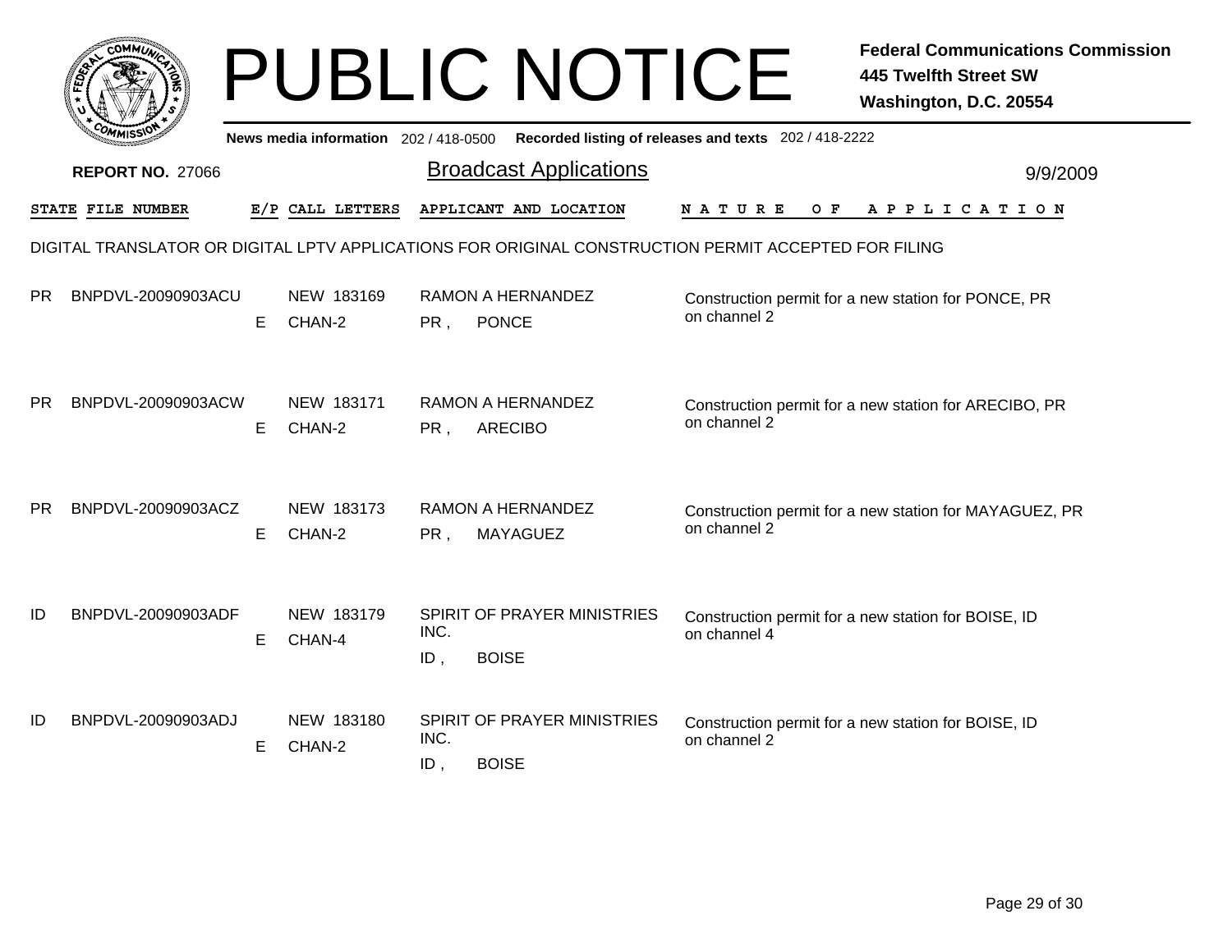# PUBLIC NOTICE

**Federal Communications Commission**
**445 Twelfth Street SW**
**Washington, D.C. 20554**

News media information 202 / 418-0500 Recorded listing of releases and texts 202 / 418-2222

**REPORT NO. 27066**

## Broadcast Applications

9/9/2009

DIGITAL TRANSLATOR OR DIGITAL LPTV APPLICATIONS FOR ORIGINAL CONSTRUCTION PERMIT ACCEPTED FOR FILING

| STATE | FILE NUMBER | E/P | CALL LETTERS | APPLICANT AND LOCATION | NATURE OF APPLICATION |
|---|---|---|---|---|---|
| PR | BNPDVL-20090903ACU | E | NEW 183169 CHAN-2 | RAMON A HERNANDEZ PR , PONCE | Construction permit for a new station for PONCE, PR on channel 2 |
| PR | BNPDVL-20090903ACW | E | NEW 183171 CHAN-2 | RAMON A HERNANDEZ PR , ARECIBO | Construction permit for a new station for ARECIBO, PR on channel 2 |
| PR | BNPDVL-20090903ACZ | E | NEW 183173 CHAN-2 | RAMON A HERNANDEZ PR , MAYAGUEZ | Construction permit for a new station for MAYAGUEZ, PR on channel 2 |
| ID | BNPDVL-20090903ADF | E | NEW 183179 CHAN-4 | SPIRIT OF PRAYER MINISTRIES INC. ID , BOISE | Construction permit for a new station for BOISE, ID on channel 4 |
| ID | BNPDVL-20090903ADJ | E | NEW 183180 CHAN-2 | SPIRIT OF PRAYER MINISTRIES INC. ID , BOISE | Construction permit for a new station for BOISE, ID on channel 2 |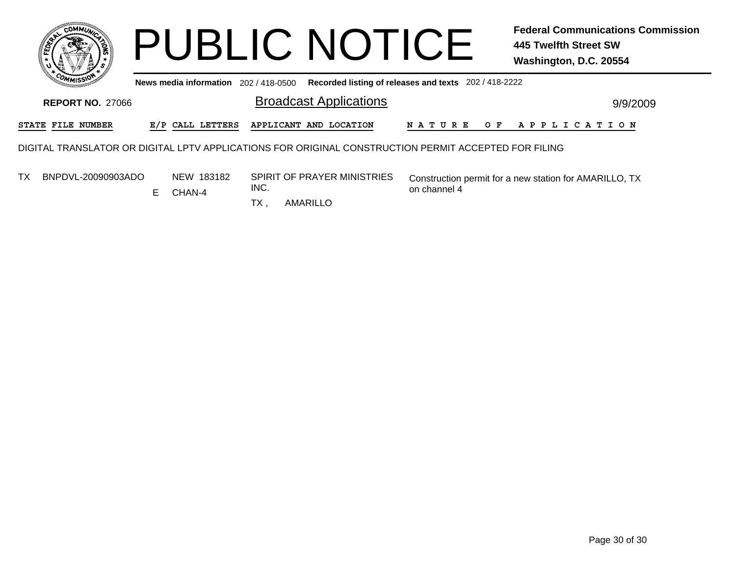# PUBLIC NOTICE

**Federal Communications Commission**
**445 Twelfth Street SW**
**Washington, D.C. 20554**

**News media information** 202 / 418-0500 **Recorded listing of releases and texts** 202 / 418-2222

**REPORT NO.** 27066

## Broadcast Applications

9/9/2009

| STATE | FILE NUMBER | E/P | CALL LETTERS | APPLICANT AND LOCATION | NATURE OF APPLICATION |
|---|---|---|---|---|---|
| | | | | | |

DIGITAL TRANSLATOR OR DIGITAL LPTV APPLICATIONS FOR ORIGINAL CONSTRUCTION PERMIT ACCEPTED FOR FILING

| STATE | FILE NUMBER | E/P | CALL LETTERS | APPLICANT AND LOCATION | NATURE OF APPLICATION |
|---|---|---|---|---|---|
| TX | BNPDVL-20090903ADO | E | NEW 183182 CHAN-4 | SPIRIT OF PRAYER MINISTRIES INC. TX , AMARILLO | Construction permit for a new station for AMARILLO, TX on channel 4 |